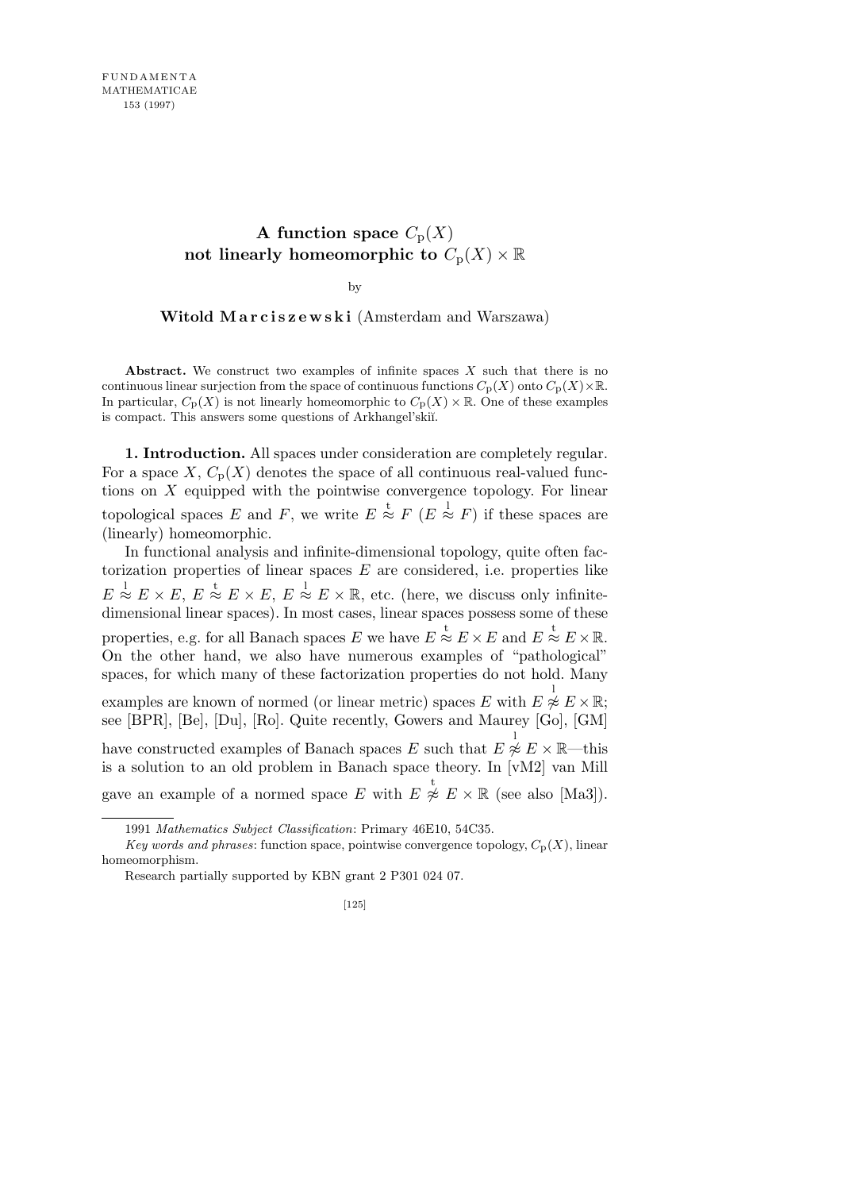# A function space $C_p(X)$ not linearly homeomorphic to $C_p(X) \times \mathbb{R}$

by

**Witold Marciszewski** (Amsterdam and Warszawa)

**Abstract.** We construct two examples of infinite spaces $X$ such that there is no continuous linear surjection from the space of continuous functions $C_p(X)$ onto $C_p(X)\times\mathbb{R}$. In particular, $C_p(X)$ is not linearly homeomorphic to $C_p(X)\times\mathbb{R}$. One of these examples is compact. This answers some questions of Arkhangel'skiĭ.

**1. Introduction.** All spaces under consideration are completely regular. For a space $X$, $C_p(X)$ denotes the space of all continuous real-valued functions on $X$ equipped with the pointwise convergence topology. For linear topological spaces $E$ and $F$, we write $E \overset{\mathrm{t}}{\approx} F$ ($E \overset{\mathrm{l}}{\approx} F$) if these spaces are (linearly) homeomorphic.

In functional analysis and infinite-dimensional topology, quite often factorization properties of linear spaces $E$ are considered, i.e. properties like $E \overset{\mathrm{l}}{\approx} E \times E$, $E \overset{\mathrm{t}}{\approx} E \times E$, $E \overset{\mathrm{l}}{\approx} E \times \mathbb{R}$, etc. (here, we discuss only infinite-dimensional linear spaces). In most cases, linear spaces possess some of these properties, e.g. for all Banach spaces $E$ we have $E \overset{\mathrm{t}}{\approx} E \times E$ and $E \overset{\mathrm{t}}{\approx} E \times \mathbb{R}$. On the other hand, we also have numerous examples of "pathological" spaces, for which many of these factorization properties do not hold. Many examples are known of normed (or linear metric) spaces $E$ with $E \overset{\mathrm{l}}{\not\approx} E \times \mathbb{R}$; see [BPR], [Be], [Du], [Ro]. Quite recently, Gowers and Maurey [Go], [GM] have constructed examples of Banach spaces $E$ such that $E \overset{\mathrm{l}}{\not\approx} E \times \mathbb{R}$—this is a solution to an old problem in Banach space theory. In [vM2] van Mill gave an example of a normed space $E$ with $E \overset{\mathrm{t}}{\not\approx} E \times \mathbb{R}$ (see also [Ma3]).

---

1991 *Mathematics Subject Classification*: Primary 46E10, 54C35.

*Key words and phrases*: function space, pointwise convergence topology, $C_p(X)$, linear homeomorphism.

Research partially supported by KBN grant 2 P301 024 07.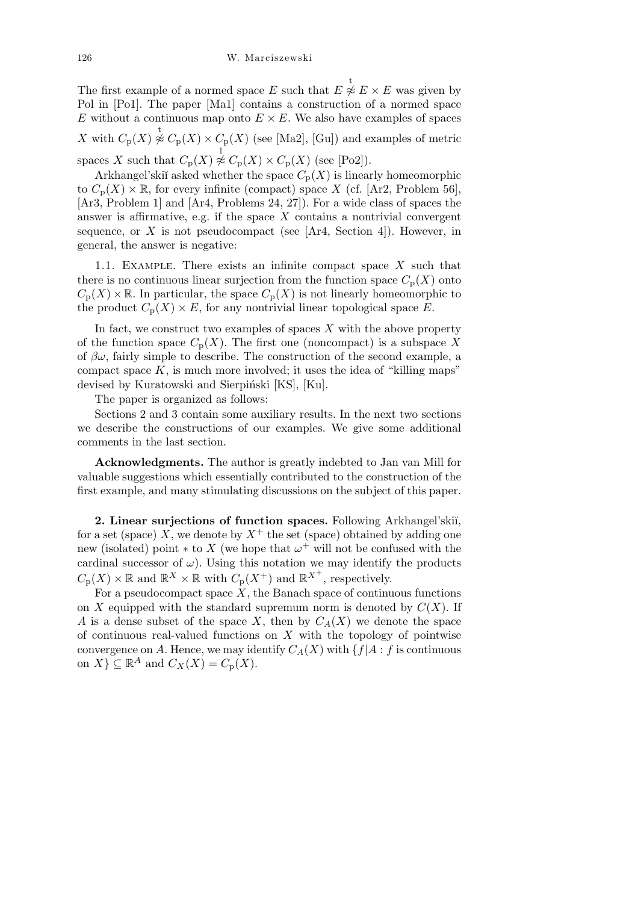The first example of a normed space $E$ such that $E \overset{\mathrm{t}}{\not\approx} E \times E$ was given by Pol in [Po1]. The paper [Ma1] contains a construction of a normed space $E$ without a continuous map onto $E \times E$. We also have examples of spaces $X$ with $C_{\mathrm{p}}(X) \overset{\mathrm{t}}{\not\approx} C_{\mathrm{p}}(X) \times C_{\mathrm{p}}(X)$ (see [Ma2], [Gu]) and examples of metric spaces $X$ such that $C_{\mathrm{p}}(X) \overset{\mathrm{l}}{\not\approx} C_{\mathrm{p}}(X) \times C_{\mathrm{p}}(X)$ (see [Po2]).

Arkhangel'skiĭ asked whether the space $C_{\mathrm{p}}(X)$ is linearly homeomorphic to $C_{\mathrm{p}}(X) \times \mathbb{R}$, for every infinite (compact) space $X$ (cf. [Ar2, Problem 56], [Ar3, Problem 1] and [Ar4, Problems 24, 27]). For a wide class of spaces the answer is affirmative, e.g. if the space $X$ contains a nontrivial convergent sequence, or $X$ is not pseudocompact (see [Ar4, Section 4]). However, in general, the answer is negative:

1.1. Example. There exists an infinite compact space $X$ such that there is no continuous linear surjection from the function space $C_{\mathrm{p}}(X)$ onto $C_{\mathrm{p}}(X) \times \mathbb{R}$. In particular, the space $C_{\mathrm{p}}(X)$ is not linearly homeomorphic to the product $C_{\mathrm{p}}(X) \times E$, for any nontrivial linear topological space $E$.

In fact, we construct two examples of spaces $X$ with the above property of the function space $C_{\mathrm{p}}(X)$. The first one (noncompact) is a subspace $X$ of $\beta\omega$, fairly simple to describe. The construction of the second example, a compact space $K$, is much more involved; it uses the idea of "killing maps" devised by Kuratowski and Sierpiński [KS], [Ku].

The paper is organized as follows:

Sections 2 and 3 contain some auxiliary results. In the next two sections we describe the constructions of our examples. We give some additional comments in the last section.

**Acknowledgments.** The author is greatly indebted to Jan van Mill for valuable suggestions which essentially contributed to the construction of the first example, and many stimulating discussions on the subject of this paper.

**2. Linear surjections of function spaces.** Following Arkhangel'skiĭ, for a set (space) $X$, we denote by $X^+$ the set (space) obtained by adding one new (isolated) point $*$ to $X$ (we hope that $\omega^+$ will not be confused with the cardinal successor of $\omega$). Using this notation we may identify the products $C_{\mathrm{p}}(X) \times \mathbb{R}$ and $\mathbb{R}^X \times \mathbb{R}$ with $C_{\mathrm{p}}(X^+)$ and $\mathbb{R}^{X^+}$, respectively.

For a pseudocompact space $X$, the Banach space of continuous functions on $X$ equipped with the standard supremum norm is denoted by $C(X)$. If $A$ is a dense subset of the space $X$, then by $C_A(X)$ we denote the space of continuous real-valued functions on $X$ with the topology of pointwise convergence on $A$. Hence, we may identify $C_A(X)$ with $\{f|A : f \text{ is continuous on } X\} \subseteq \mathbb{R}^A$ and $C_X(X) = C_{\mathrm{p}}(X)$.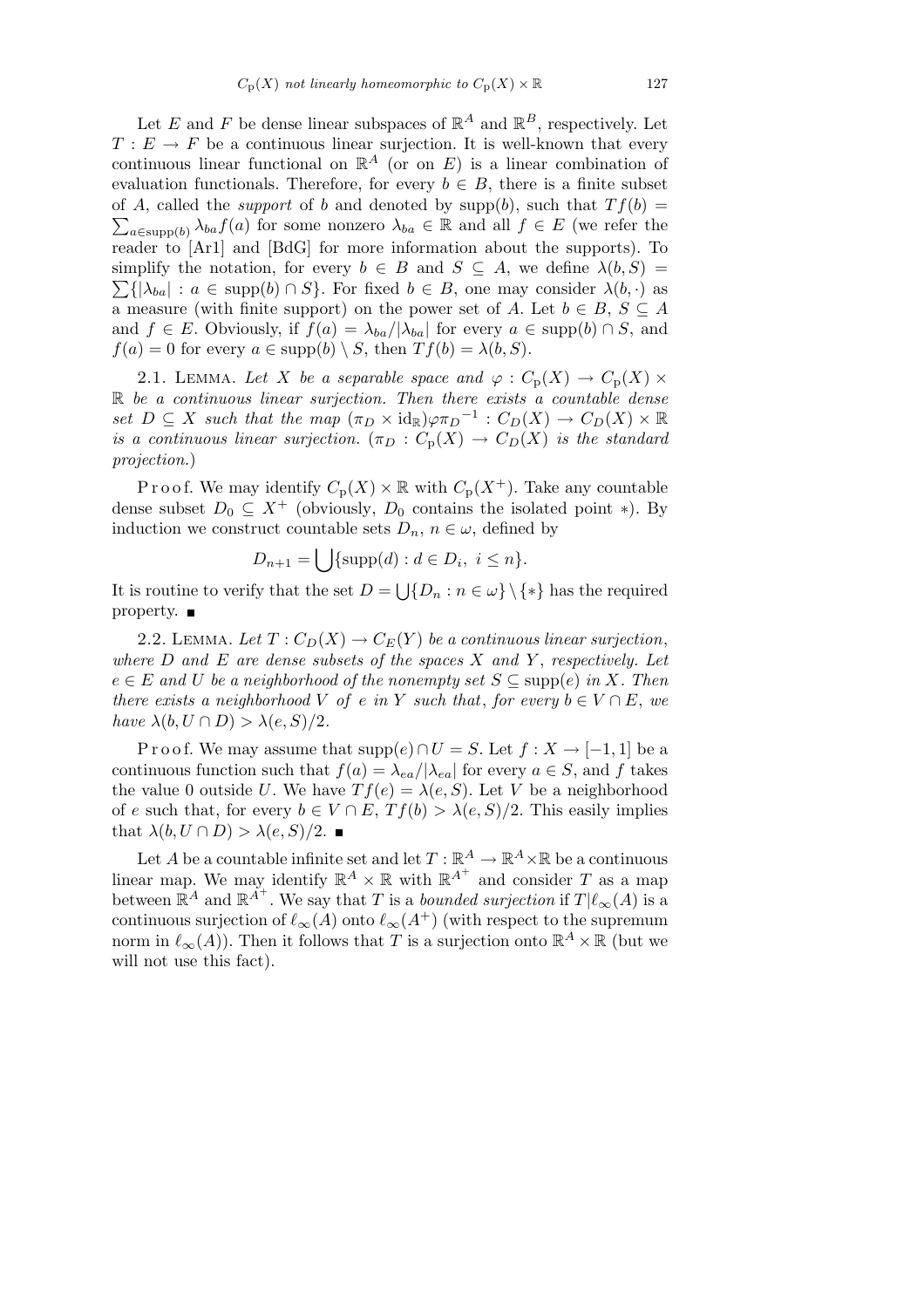Let $E$ and $F$ be dense linear subspaces of $\mathbb{R}^A$ and $\mathbb{R}^B$, respectively. Let $T : E \to F$ be a continuous linear surjection. It is well-known that every continuous linear functional on $\mathbb{R}^A$ (or on $E$) is a linear combination of evaluation functionals. Therefore, for every $b \in B$, there is a finite subset of $A$, called the *support* of $b$ and denoted by $\operatorname{supp}(b)$, such that $Tf(b) = \sum_{a\in \operatorname{supp}(b)} \lambda_{ba} f(a)$ for some nonzero $\lambda_{ba} \in \mathbb{R}$ and all $f \in E$ (we refer the reader to [Ar1] and [BdG] for more information about the supports). To simplify the notation, for every $b \in B$ and $S \subseteq A$, we define $\lambda(b, S) = \sum\{|\lambda_{ba}| : a \in \operatorname{supp}(b) \cap S\}$. For fixed $b \in B$, one may consider $\lambda(b, \cdot)$ as a measure (with finite support) on the power set of $A$. Let $b \in B$, $S \subseteq A$ and $f \in E$. Obviously, if $f(a) = \lambda_{ba}/|\lambda_{ba}|$ for every $a \in \operatorname{supp}(b) \cap S$, and $f(a) = 0$ for every $a \in \operatorname{supp}(b) \setminus S$, then $Tf(b) = \lambda(b, S)$.

2.1. Lemma. *Let $X$ be a separable space and $\varphi : C_{\mathrm{p}}(X) \to C_{\mathrm{p}}(X) \times \mathbb{R}$ be a continuous linear surjection. Then there exists a countable dense set $D \subseteq X$ such that the map $(\pi_D \times \mathrm{id}_{\mathbb{R}})\varphi{\pi_D}^{-1} : C_D(X) \to C_D(X) \times \mathbb{R}$ is a continuous linear surjection. ($\pi_D : C_{\mathrm{p}}(X) \to C_D(X)$ is the standard projection.)*

Proof. We may identify $C_{\mathrm{p}}(X) \times \mathbb{R}$ with $C_{\mathrm{p}}(X^+)$. Take any countable dense subset $D_0 \subseteq X^+$ (obviously, $D_0$ contains the isolated point $*$). By induction we construct countable sets $D_n$, $n \in \omega$, defined by

$$D_{n+1} = \bigcup\{\operatorname{supp}(d) : d \in D_i,\ i \leq n\}.$$

It is routine to verify that the set $D = \bigcup\{D_n : n \in \omega\} \setminus \{*\}$ has the required property. ■

2.2. Lemma. *Let $T : C_D(X) \to C_E(Y)$ be a continuous linear surjection, where $D$ and $E$ are dense subsets of the spaces $X$ and $Y$, respectively. Let $e \in E$ and $U$ be a neighborhood of the nonempty set $S \subseteq \operatorname{supp}(e)$ in $X$. Then there exists a neighborhood $V$ of $e$ in $Y$ such that, for every $b \in V \cap E$, we have $\lambda(b, U \cap D) > \lambda(e, S)/2$.*

Proof. We may assume that $\operatorname{supp}(e) \cap U = S$. Let $f : X \to [-1, 1]$ be a continuous function such that $f(a) = \lambda_{ea}/|\lambda_{ea}|$ for every $a \in S$, and $f$ takes the value 0 outside $U$. We have $Tf(e) = \lambda(e, S)$. Let $V$ be a neighborhood of $e$ such that, for every $b \in V \cap E$, $Tf(b) > \lambda(e, S)/2$. This easily implies that $\lambda(b, U \cap D) > \lambda(e, S)/2$. ■

Let $A$ be a countable infinite set and let $T : \mathbb{R}^A \to \mathbb{R}^A \times \mathbb{R}$ be a continuous linear map. We may identify $\mathbb{R}^A \times \mathbb{R}$ with $\mathbb{R}^{A^+}$ and consider $T$ as a map between $\mathbb{R}^A$ and $\mathbb{R}^{A^+}$. We say that $T$ is a *bounded surjection* if $T|\ell_\infty(A)$ is a continuous surjection of $\ell_\infty(A)$ onto $\ell_\infty(A^+)$ (with respect to the supremum norm in $\ell_\infty(A)$). Then it follows that $T$ is a surjection onto $\mathbb{R}^A \times \mathbb{R}$ (but we will not use this fact).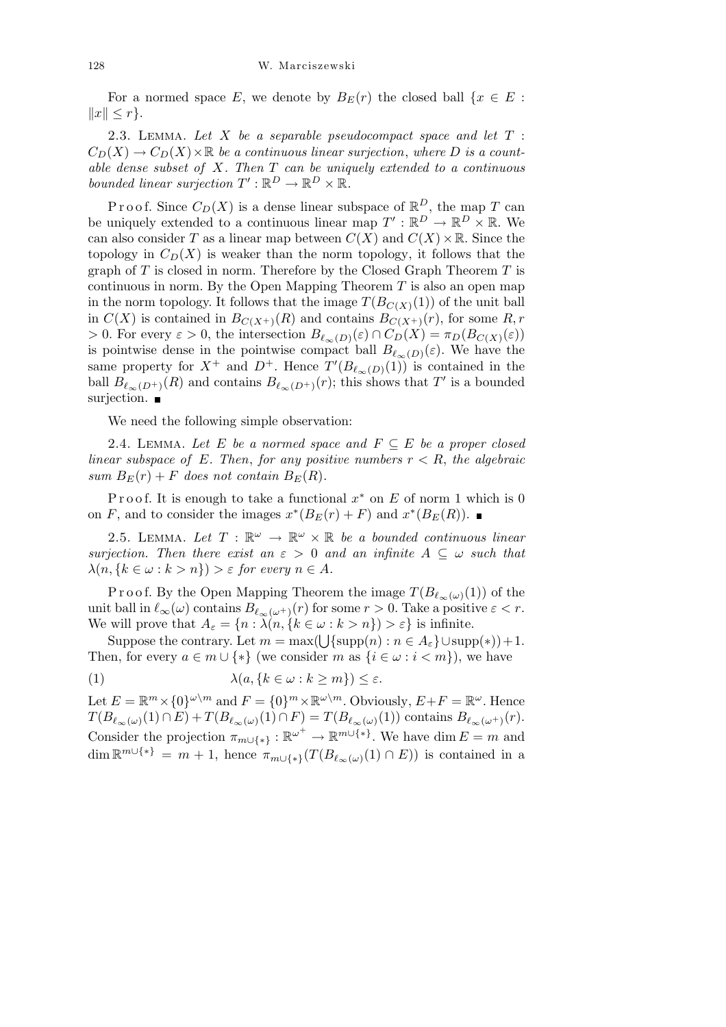For a normed space $E$, we denote by $B_E(r)$ the closed ball $\{x \in E : \|x\| \leq r\}$.

2.3. Lemma. *Let $X$ be a separable pseudocompact space and let $T : C_D(X) \to C_D(X) \times \mathbb{R}$ be a continuous linear surjection, where $D$ is a countable dense subset of $X$. Then $T$ can be uniquely extended to a continuous bounded linear surjection $T' : \mathbb{R}^D \to \mathbb{R}^D \times \mathbb{R}$.*

Proof. Since $C_D(X)$ is a dense linear subspace of $\mathbb{R}^D$, the map $T$ can be uniquely extended to a continuous linear map $T' : \mathbb{R}^D \to \mathbb{R}^D \times \mathbb{R}$. We can also consider $T$ as a linear map between $C(X)$ and $C(X) \times \mathbb{R}$. Since the topology in $C_D(X)$ is weaker than the norm topology, it follows that the graph of $T$ is closed in norm. Therefore by the Closed Graph Theorem $T$ is continuous in norm. By the Open Mapping Theorem $T$ is also an open map in the norm topology. It follows that the image $T(B_{C(X)}(1))$ of the unit ball in $C(X)$ is contained in $B_{C(X^+)}(R)$ and contains $B_{C(X^+)}(r)$, for some $R, r > 0$. For every $\varepsilon > 0$, the intersection $B_{\ell_\infty(D)}(\varepsilon) \cap C_D(X) = \pi_D(B_{C(X)}(\varepsilon))$ is pointwise dense in the pointwise compact ball $B_{\ell_\infty(D)}(\varepsilon)$. We have the same property for $X^+$ and $D^+$. Hence $T'(B_{\ell_\infty(D)}(1))$ is contained in the ball $B_{\ell_\infty(D^+)}(R)$ and contains $B_{\ell_\infty(D^+)}(r)$; this shows that $T'$ is a bounded surjection. ∎

We need the following simple observation:

2.4. Lemma. *Let $E$ be a normed space and $F \subseteq E$ be a proper closed linear subspace of $E$. Then, for any positive numbers $r < R$, the algebraic sum $B_E(r) + F$ does not contain $B_E(R)$.*

Proof. It is enough to take a functional $x^*$ on $E$ of norm 1 which is 0 on $F$, and to consider the images $x^*(B_E(r) + F)$ and $x^*(B_E(R))$. ∎

2.5. Lemma. *Let $T : \mathbb{R}^\omega \to \mathbb{R}^\omega \times \mathbb{R}$ be a bounded continuous linear surjection. Then there exist an $\varepsilon > 0$ and an infinite $A \subseteq \omega$ such that $\lambda(n, \{k \in \omega : k > n\}) > \varepsilon$ for every $n \in A$.*

Proof. By the Open Mapping Theorem the image $T(B_{\ell_\infty(\omega)}(1))$ of the unit ball in $\ell_\infty(\omega)$ contains $B_{\ell_\infty(\omega^+)}(r)$ for some $r > 0$. Take a positive $\varepsilon < r$. We will prove that $A_\varepsilon = \{n : \lambda(n, \{k \in \omega : k > n\}) > \varepsilon\}$ is infinite.

Suppose the contrary. Let $m = \max(\bigcup\{\mathrm{supp}(n) : n \in A_\varepsilon\} \cup \mathrm{supp}(*)) + 1$. Then, for every $a \in m \cup \{*\}$ (we consider $m$ as $\{i \in \omega : i < m\}$), we have

$$\lambda(a, \{k \in \omega : k \geq m\}) \leq \varepsilon. \tag{1}$$

Let $E = \mathbb{R}^m \times \{0\}^{\omega \setminus m}$ and $F = \{0\}^m \times \mathbb{R}^{\omega \setminus m}$. Obviously, $E + F = \mathbb{R}^\omega$. Hence $T(B_{\ell_\infty(\omega)}(1) \cap E) + T(B_{\ell_\infty(\omega)}(1) \cap F) = T(B_{\ell_\infty(\omega)}(1))$ contains $B_{\ell_\infty(\omega^+)}(r)$. Consider the projection $\pi_{m \cup \{*\}} : \mathbb{R}^{\omega^+} \to \mathbb{R}^{m \cup \{*\}}$. We have $\dim E = m$ and $\dim \mathbb{R}^{m \cup \{*\}} = m + 1$, hence $\pi_{m \cup \{*\}}(T(B_{\ell_\infty(\omega)}(1) \cap E))$ is contained in a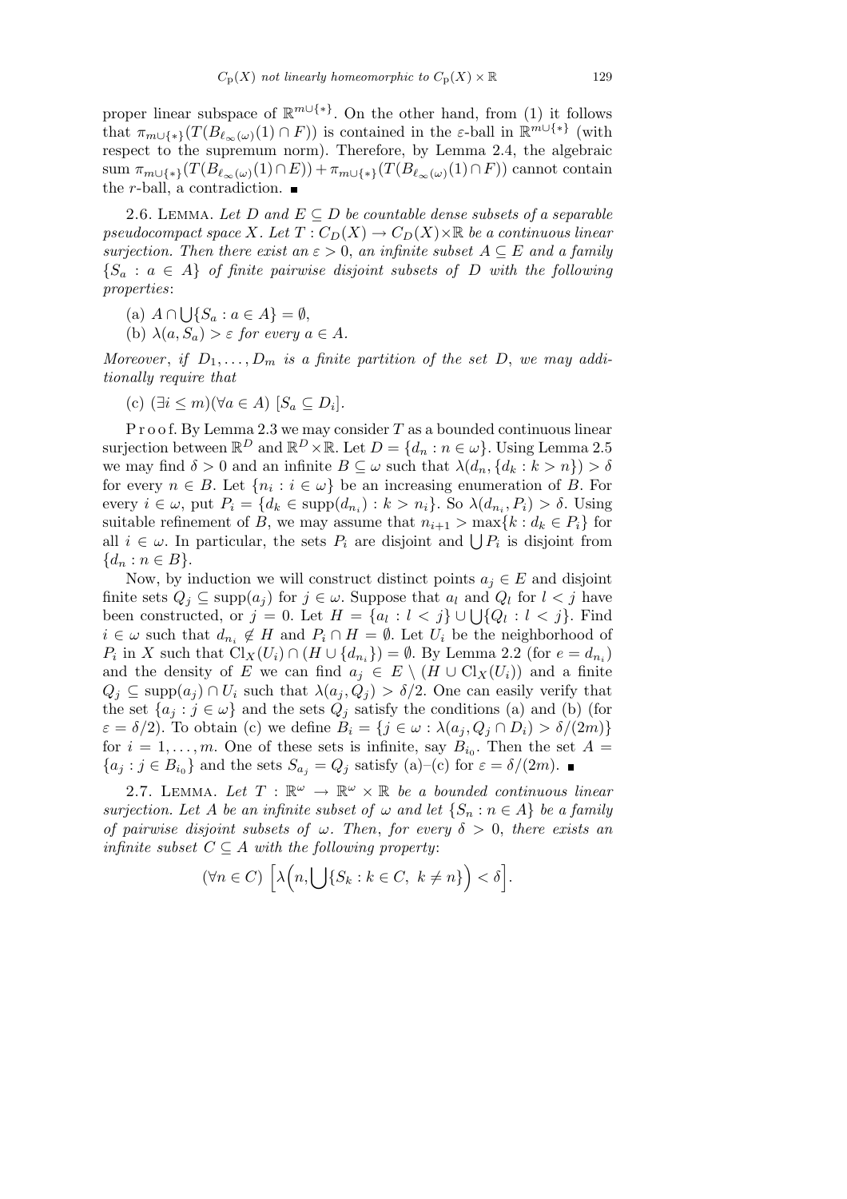proper linear subspace of $\mathbb{R}^{m\cup\{*\}}$. On the other hand, from (1) it follows that $\pi_{m\cup\{*\}}(T(B_{\ell_\infty(\omega)}(1)\cap F))$ is contained in the $\varepsilon$-ball in $\mathbb{R}^{m\cup\{*\}}$ (with respect to the supremum norm). Therefore, by Lemma 2.4, the algebraic sum $\pi_{m\cup\{*\}}(T(B_{\ell_\infty(\omega)}(1)\cap E)) + \pi_{m\cup\{*\}}(T(B_{\ell_\infty(\omega)}(1)\cap F))$ cannot contain the $r$-ball, a contradiction. ∎

2.6. Lemma. *Let $D$ and $E \subseteq D$ be countable dense subsets of a separable pseudocompact space $X$. Let $T : C_D(X) \to C_D(X)\times\mathbb{R}$ be a continuous linear surjection. Then there exist an $\varepsilon > 0$, an infinite subset $A \subseteq E$ and a family $\{S_a : a \in A\}$ of finite pairwise disjoint subsets of $D$ with the following properties*:

(a) $A \cap \bigcup\{S_a : a \in A\} = \emptyset$,

(b) $\lambda(a, S_a) > \varepsilon$ *for every* $a \in A$.

*Moreover*, *if $D_1, \ldots, D_m$ is a finite partition of the set $D$, we may additionally require that*

(c) $(\exists i \le m)(\forall a \in A)\ [S_a \subseteq D_i]$.

Proof. By Lemma 2.3 we may consider $T$ as a bounded continuous linear surjection between $\mathbb{R}^D$ and $\mathbb{R}^D\times\mathbb{R}$. Let $D = \{d_n : n \in \omega\}$. Using Lemma 2.5 we may find $\delta > 0$ and an infinite $B \subseteq \omega$ such that $\lambda(d_n, \{d_k : k > n\}) > \delta$ for every $n \in B$. Let $\{n_i : i \in \omega\}$ be an increasing enumeration of $B$. For every $i \in \omega$, put $P_i = \{d_k \in \mathrm{supp}(d_{n_i}) : k > n_i\}$. So $\lambda(d_{n_i}, P_i) > \delta$. Using suitable refinement of $B$, we may assume that $n_{i+1} > \max\{k : d_k \in P_i\}$ for all $i \in \omega$. In particular, the sets $P_i$ are disjoint and $\bigcup P_i$ is disjoint from $\{d_n : n \in B\}$.

Now, by induction we will construct distinct points $a_j \in E$ and disjoint finite sets $Q_j \subseteq \mathrm{supp}(a_j)$ for $j \in \omega$. Suppose that $a_l$ and $Q_l$ for $l < j$ have been constructed, or $j = 0$. Let $H = \{a_l : l < j\} \cup \bigcup\{Q_l : l < j\}$. Find $i \in \omega$ such that $d_{n_i} \notin H$ and $P_i \cap H = \emptyset$. Let $U_i$ be the neighborhood of $P_i$ in $X$ such that $\mathrm{Cl}_X(U_i) \cap (H \cup \{d_{n_i}\}) = \emptyset$. By Lemma 2.2 (for $e = d_{n_i}$) and the density of $E$ we can find $a_j \in E \setminus (H \cup \mathrm{Cl}_X(U_i))$ and a finite $Q_j \subseteq \mathrm{supp}(a_j) \cap U_i$ such that $\lambda(a_j, Q_j) > \delta/2$. One can easily verify that the set $\{a_j : j \in \omega\}$ and the sets $Q_j$ satisfy the conditions (a) and (b) (for $\varepsilon = \delta/2$). To obtain (c) we define $B_i = \{j \in \omega : \lambda(a_j, Q_j \cap D_i) > \delta/(2m)\}$ for $i = 1, \ldots, m$. One of these sets is infinite, say $B_{i_0}$. Then the set $A = \{a_j : j \in B_{i_0}\}$ and the sets $S_{a_j} = Q_j$ satisfy (a)–(c) for $\varepsilon = \delta/(2m)$. ∎

2.7. Lemma. *Let $T : \mathbb{R}^\omega \to \mathbb{R}^\omega \times \mathbb{R}$ be a bounded continuous linear surjection. Let $A$ be an infinite subset of $\omega$ and let $\{S_n : n \in A\}$ be a family of pairwise disjoint subsets of $\omega$. Then*, *for every $\delta > 0$*, *there exists an infinite subset $C \subseteq A$ with the following property*:

$$(\forall n \in C)\ \Big[\lambda\Big(n, \bigcup\{S_k : k \in C,\ k \neq n\}\Big) < \delta\Big].$$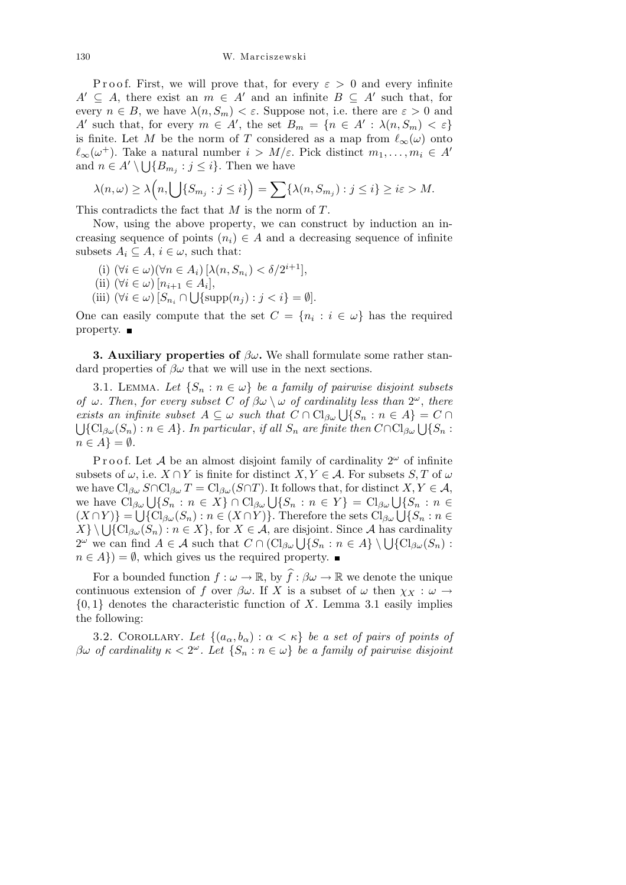Proof. First, we will prove that, for every $\varepsilon > 0$ and every infinite $A' \subseteq A$, there exist an $m \in A'$ and an infinite $B \subseteq A'$ such that, for every $n \in B$, we have $\lambda(n, S_m) < \varepsilon$. Suppose not, i.e. there are $\varepsilon > 0$ and $A'$ such that, for every $m \in A'$, the set $B_m = \{n \in A' : \lambda(n, S_m) < \varepsilon\}$ is finite. Let $M$ be the norm of $T$ considered as a map from $\ell_\infty(\omega)$ onto $\ell_\infty(\omega^+)$. Take a natural number $i > M/\varepsilon$. Pick distinct $m_1, \ldots, m_i \in A'$ and $n \in A' \setminus \bigcup\{B_{m_j} : j \leq i\}$. Then we have

$$\lambda(n, \omega) \geq \lambda\Big(n, \bigcup\{S_{m_j} : j \leq i\}\Big) = \sum\{\lambda(n, S_{m_j}) : j \leq i\} \geq i\varepsilon > M.$$

This contradicts the fact that $M$ is the norm of $T$.

Now, using the above property, we can construct by induction an increasing sequence of points $(n_i) \in A$ and a decreasing sequence of infinite subsets $A_i \subseteq A$, $i \in \omega$, such that:

(i) $(\forall i \in \omega)(\forall n \in A_i)\,[\lambda(n, S_{n_i}) < \delta/2^{i+1}]$,

(ii) $(\forall i \in \omega)\,[n_{i+1} \in A_i]$,

(iii) $(\forall i \in \omega)\,[S_{n_i} \cap \bigcup\{\mathrm{supp}(n_j) : j < i\} = \emptyset]$.

One can easily compute that the set $C = \{n_i : i \in \omega\}$ has the required property. ∎

**3. Auxiliary properties of $\beta\omega$.** We shall formulate some rather standard properties of $\beta\omega$ that we will use in the next sections.

3.1. Lemma. *Let $\{S_n : n \in \omega\}$ be a family of pairwise disjoint subsets of $\omega$. Then, for every subset $C$ of $\beta\omega \setminus \omega$ of cardinality less than $2^\omega$, there exists an infinite subset $A \subseteq \omega$ such that $C \cap \mathrm{Cl}_{\beta\omega} \bigcup\{S_n : n \in A\} = C \cap \bigcup\{\mathrm{Cl}_{\beta\omega}(S_n) : n \in A\}$. In particular, if all $S_n$ are finite then $C \cap \mathrm{Cl}_{\beta\omega} \bigcup\{S_n : n \in A\} = \emptyset$.*

Proof. Let $\mathcal{A}$ be an almost disjoint family of cardinality $2^\omega$ of infinite subsets of $\omega$, i.e. $X \cap Y$ is finite for distinct $X, Y \in \mathcal{A}$. For subsets $S, T$ of $\omega$ we have $\mathrm{Cl}_{\beta\omega} S \cap \mathrm{Cl}_{\beta\omega} T = \mathrm{Cl}_{\beta\omega}(S \cap T)$. It follows that, for distinct $X, Y \in \mathcal{A}$, we have $\mathrm{Cl}_{\beta\omega} \bigcup\{S_n : n \in X\} \cap \mathrm{Cl}_{\beta\omega} \bigcup\{S_n : n \in Y\} = \mathrm{Cl}_{\beta\omega} \bigcup\{S_n : n \in (X \cap Y)\} = \bigcup\{\mathrm{Cl}_{\beta\omega}(S_n) : n \in (X \cap Y)\}$. Therefore the sets $\mathrm{Cl}_{\beta\omega} \bigcup\{S_n : n \in X\} \setminus \bigcup\{\mathrm{Cl}_{\beta\omega}(S_n) : n \in X\}$, for $X \in \mathcal{A}$, are disjoint. Since $\mathcal{A}$ has cardinality $2^\omega$ we can find $A \in \mathcal{A}$ such that $C \cap (\mathrm{Cl}_{\beta\omega} \bigcup\{S_n : n \in A\} \setminus \bigcup\{\mathrm{Cl}_{\beta\omega}(S_n) : n \in A\}) = \emptyset$, which gives us the required property. ∎

For a bounded function $f : \omega \to \mathbb{R}$, by $\widehat{f} : \beta\omega \to \mathbb{R}$ we denote the unique continuous extension of $f$ over $\beta\omega$. If $X$ is a subset of $\omega$ then $\chi_X : \omega \to \{0, 1\}$ denotes the characteristic function of $X$. Lemma 3.1 easily implies the following:

3.2. Corollary. *Let $\{(a_\alpha, b_\alpha) : \alpha < \kappa\}$ be a set of pairs of points of $\beta\omega$ of cardinality $\kappa < 2^\omega$. Let $\{S_n : n \in \omega\}$ be a family of pairwise disjoint*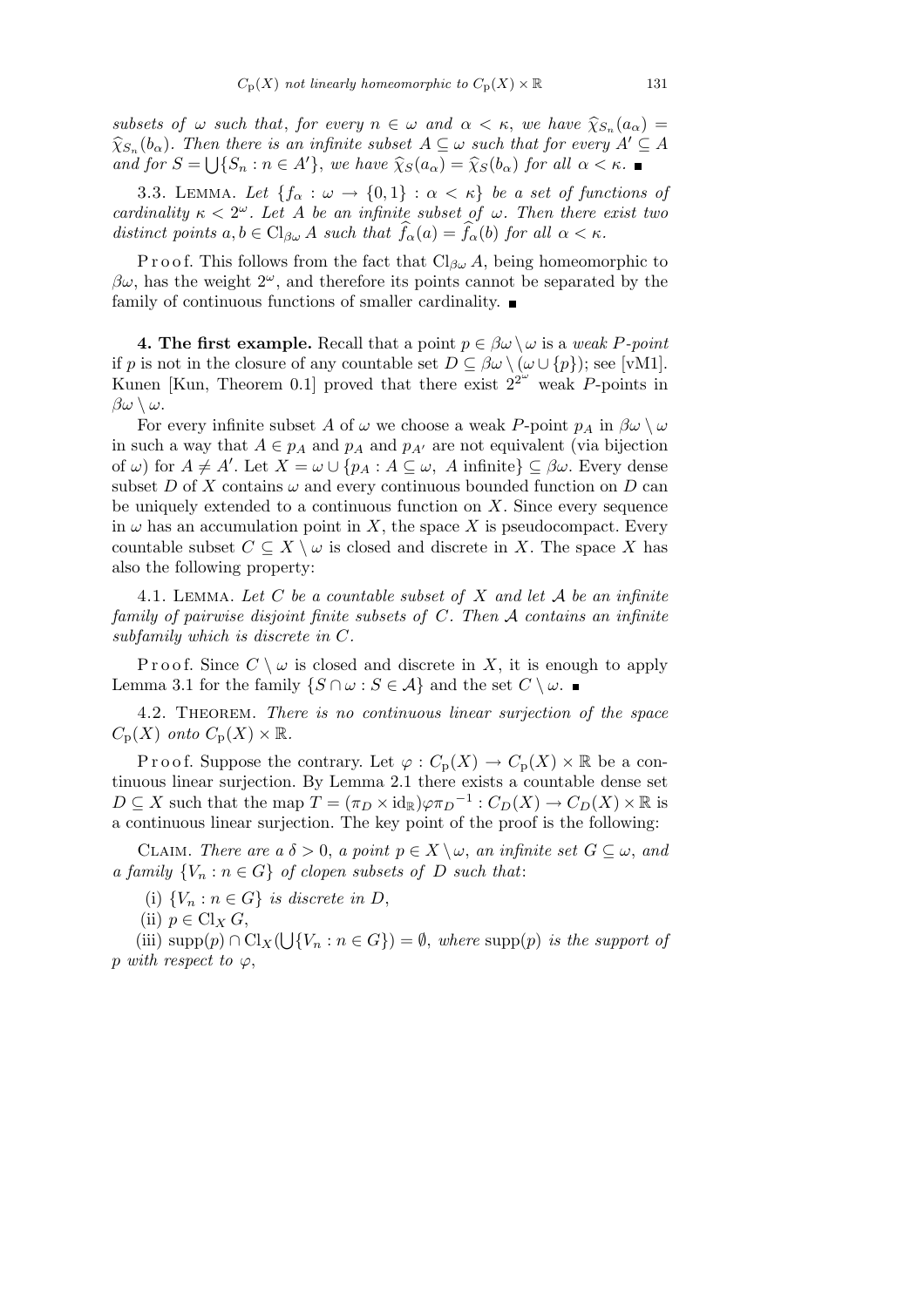*subsets of $\omega$ such that, for every $n \in \omega$ and $\alpha < \kappa$, we have $\widehat{\chi}_{S_n}(a_\alpha) = \widehat{\chi}_{S_n}(b_\alpha)$. Then there is an infinite subset $A \subseteq \omega$ such that for every $A' \subseteq A$ and for $S = \bigcup\{S_n : n \in A'\}$, we have $\widehat{\chi}_S(a_\alpha) = \widehat{\chi}_S(b_\alpha)$ for all $\alpha < \kappa$.* ∎

3.3. Lemma. *Let $\{f_\alpha : \omega \to \{0,1\} : \alpha < \kappa\}$ be a set of functions of cardinality $\kappa < 2^\omega$. Let $A$ be an infinite subset of $\omega$. Then there exist two distinct points $a, b \in \mathrm{Cl}_{\beta\omega} A$ such that $\widehat{f}_\alpha(a) = \widehat{f}_\alpha(b)$ for all $\alpha < \kappa$.*

Proof. This follows from the fact that $\mathrm{Cl}_{\beta\omega} A$, being homeomorphic to $\beta\omega$, has the weight $2^\omega$, and therefore its points cannot be separated by the family of continuous functions of smaller cardinality. ∎

**4. The first example.** Recall that a point $p \in \beta\omega \setminus \omega$ is a *weak P-point* if $p$ is not in the closure of any countable set $D \subseteq \beta\omega \setminus (\omega \cup \{p\})$; see [vM1]. Kunen [Kun, Theorem 0.1] proved that there exist $2^{2^\omega}$ weak $P$-points in $\beta\omega \setminus \omega$.

For every infinite subset $A$ of $\omega$ we choose a weak $P$-point $p_A$ in $\beta\omega \setminus \omega$ in such a way that $A \in p_A$ and $p_A$ and $p_{A'}$ are not equivalent (via bijection of $\omega$) for $A \neq A'$. Let $X = \omega \cup \{p_A : A \subseteq \omega,\ A \text{ infinite}\} \subseteq \beta\omega$. Every dense subset $D$ of $X$ contains $\omega$ and every continuous bounded function on $D$ can be uniquely extended to a continuous function on $X$. Since every sequence in $\omega$ has an accumulation point in $X$, the space $X$ is pseudocompact. Every countable subset $C \subseteq X \setminus \omega$ is closed and discrete in $X$. The space $X$ has also the following property:

4.1. Lemma. *Let $C$ be a countable subset of $X$ and let $\mathcal{A}$ be an infinite family of pairwise disjoint finite subsets of $C$. Then $\mathcal{A}$ contains an infinite subfamily which is discrete in $C$.*

Proof. Since $C \setminus \omega$ is closed and discrete in $X$, it is enough to apply Lemma 3.1 for the family $\{S \cap \omega : S \in \mathcal{A}\}$ and the set $C \setminus \omega$. ∎

4.2. Theorem. *There is no continuous linear surjection of the space $C_{\mathrm{p}}(X)$ onto $C_{\mathrm{p}}(X) \times \mathbb{R}$.*

Proof. Suppose the contrary. Let $\varphi : C_{\mathrm{p}}(X) \to C_{\mathrm{p}}(X) \times \mathbb{R}$ be a continuous linear surjection. By Lemma 2.1 there exists a countable dense set $D \subseteq X$ such that the map $T = (\pi_D \times \mathrm{id}_{\mathbb{R}})\varphi{\pi_D}^{-1} : C_D(X) \to C_D(X) \times \mathbb{R}$ is a continuous linear surjection. The key point of the proof is the following:

Claim. *There are a $\delta > 0$, a point $p \in X \setminus \omega$, an infinite set $G \subseteq \omega$, and a family $\{V_n : n \in G\}$ of clopen subsets of $D$ such that*:

(i) *$\{V_n : n \in G\}$ is discrete in $D$*,

(ii) *$p \in \mathrm{Cl}_X G$*,

(iii) *$\mathrm{supp}(p) \cap \mathrm{Cl}_X(\bigcup\{V_n : n \in G\}) = \emptyset$, where $\mathrm{supp}(p)$ is the support of $p$ with respect to $\varphi$*,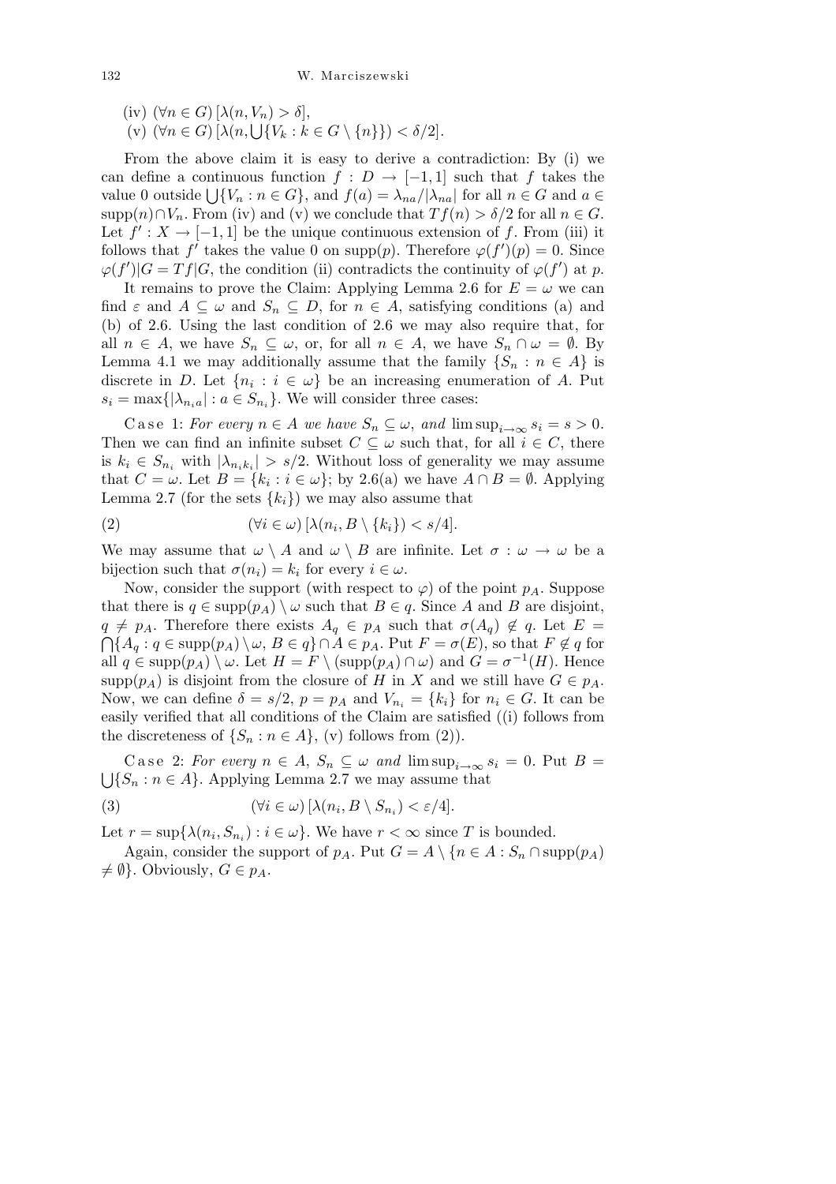(iv) $(\forall n \in G)\,[\lambda(n, V_n) > \delta]$,

(v) $(\forall n \in G)\,[\lambda(n, \bigcup\{V_k : k \in G \setminus \{n\}\}) < \delta/2]$.

From the above claim it is easy to derive a contradiction: By (i) we can define a continuous function $f : D \to [-1, 1]$ such that $f$ takes the value 0 outside $\bigcup\{V_n : n \in G\}$, and $f(a) = \lambda_{na}/|\lambda_{na}|$ for all $n \in G$ and $a \in \operatorname{supp}(n) \cap V_n$. From (iv) and (v) we conclude that $Tf(n) > \delta/2$ for all $n \in G$. Let $f' : X \to [-1, 1]$ be the unique continuous extension of $f$. From (iii) it follows that $f'$ takes the value 0 on $\operatorname{supp}(p)$. Therefore $\varphi(f')(p) = 0$. Since $\varphi(f')|G = Tf|G$, the condition (ii) contradicts the continuity of $\varphi(f')$ at $p$.

It remains to prove the Claim: Applying Lemma 2.6 for $E = \omega$ we can find $\varepsilon$ and $A \subseteq \omega$ and $S_n \subseteq D$, for $n \in A$, satisfying conditions (a) and (b) of 2.6. Using the last condition of 2.6 we may also require that, for all $n \in A$, we have $S_n \subseteq \omega$, or, for all $n \in A$, we have $S_n \cap \omega = \emptyset$. By Lemma 4.1 we may additionally assume that the family $\{S_n : n \in A\}$ is discrete in $D$. Let $\{n_i : i \in \omega\}$ be an increasing enumeration of $A$. Put $s_i = \max\{|\lambda_{n_i a}| : a \in S_{n_i}\}$. We will consider three cases:

Case 1: *For every $n \in A$ we have $S_n \subseteq \omega$, and $\limsup_{i\to\infty} s_i = s > 0$.* Then we can find an infinite subset $C \subseteq \omega$ such that, for all $i \in C$, there is $k_i \in S_{n_i}$ with $|\lambda_{n_i k_i}| > s/2$. Without loss of generality we may assume that $C = \omega$. Let $B = \{k_i : i \in \omega\}$; by 2.6(a) we have $A \cap B = \emptyset$. Applying Lemma 2.7 (for the sets $\{k_i\}$) we may also assume that

$$(\forall i \in \omega)\,[\lambda(n_i, B \setminus \{k_i\}) < s/4]. \tag{2}$$

We may assume that $\omega \setminus A$ and $\omega \setminus B$ are infinite. Let $\sigma : \omega \to \omega$ be a bijection such that $\sigma(n_i) = k_i$ for every $i \in \omega$.

Now, consider the support (with respect to $\varphi$) of the point $p_A$. Suppose that there is $q \in \operatorname{supp}(p_A) \setminus \omega$ such that $B \in q$. Since $A$ and $B$ are disjoint, $q \neq p_A$. Therefore there exists $A_q \in p_A$ such that $\sigma(A_q) \notin q$. Let $E = \bigcap\{A_q : q \in \operatorname{supp}(p_A) \setminus \omega,\, B \in q\} \cap A \in p_A$. Put $F = \sigma(E)$, so that $F \notin q$ for all $q \in \operatorname{supp}(p_A) \setminus \omega$. Let $H = F \setminus (\operatorname{supp}(p_A) \cap \omega)$ and $G = \sigma^{-1}(H)$. Hence $\operatorname{supp}(p_A)$ is disjoint from the closure of $H$ in $X$ and we still have $G \in p_A$. Now, we can define $\delta = s/2$, $p = p_A$ and $V_{n_i} = \{k_i\}$ for $n_i \in G$. It can be easily verified that all conditions of the Claim are satisfied ((i) follows from the discreteness of $\{S_n : n \in A\}$, (v) follows from (2)).

Case 2: *For every $n \in A$, $S_n \subseteq \omega$ and $\limsup_{i\to\infty} s_i = 0$.* Put $B = \bigcup\{S_n : n \in A\}$. Applying Lemma 2.7 we may assume that

$$(\forall i \in \omega)\,[\lambda(n_i, B \setminus S_{n_i}) < \varepsilon/4]. \tag{3}$$

Let $r = \sup\{\lambda(n_i, S_{n_i}) : i \in \omega\}$. We have $r < \infty$ since $T$ is bounded.

Again, consider the support of $p_A$. Put $G = A \setminus \{n \in A : S_n \cap \operatorname{supp}(p_A) \neq \emptyset\}$. Obviously, $G \in p_A$.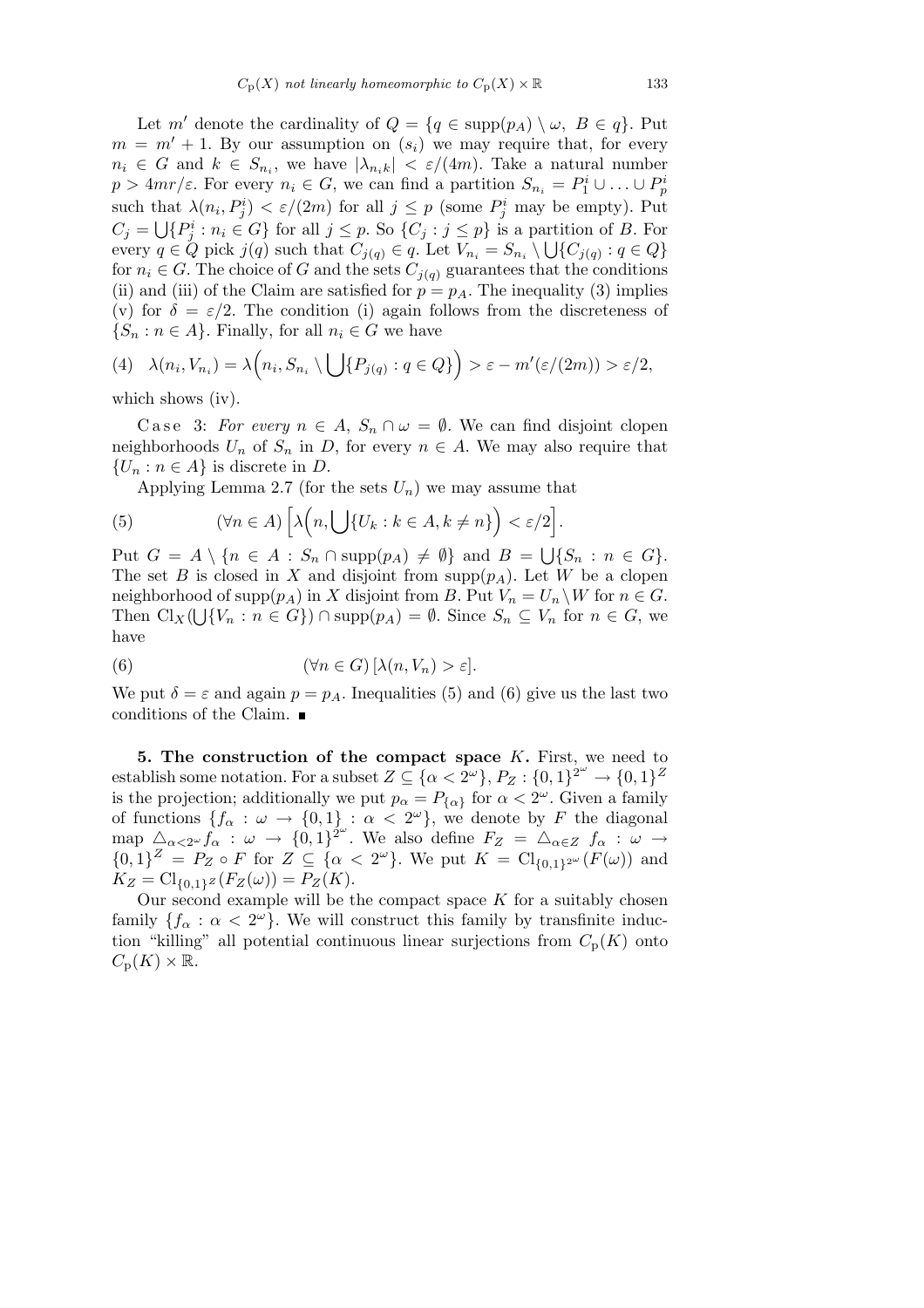Let $m'$ denote the cardinality of $Q = \{q \in \operatorname{supp}(p_A) \setminus \omega,\ B \in q\}$. Put $m = m' + 1$. By our assumption on $(s_i)$ we may require that, for every $n_i \in G$ and $k \in S_{n_i}$, we have $|\lambda_{n_i k}| < \varepsilon/(4m)$. Take a natural number $p > 4mr/\varepsilon$. For every $n_i \in G$, we can find a partition $S_{n_i} = P_1^i \cup \ldots \cup P_p^i$ such that $\lambda(n_i, P_j^i) < \varepsilon/(2m)$ for all $j \leq p$ (some $P_j^i$ may be empty). Put $C_j = \bigcup\{P_j^i : n_i \in G\}$ for all $j \leq p$. So $\{C_j : j \leq p\}$ is a partition of $B$. For every $q \in Q$ pick $j(q)$ such that $C_{j(q)} \in q$. Let $V_{n_i} = S_{n_i} \setminus \bigcup\{C_{j(q)} : q \in Q\}$ for $n_i \in G$. The choice of $G$ and the sets $C_{j(q)}$ guarantees that the conditions (ii) and (iii) of the Claim are satisfied for $p = p_A$. The inequality (3) implies (v) for $\delta = \varepsilon/2$. The condition (i) again follows from the discreteness of $\{S_n : n \in A\}$. Finally, for all $n_i \in G$ we have

$$(4) \quad \lambda(n_i, V_{n_i}) = \lambda\Big(n_i, S_{n_i} \setminus \bigcup\{P_{j(q)} : q \in Q\}\Big) > \varepsilon - m'(\varepsilon/(2m)) > \varepsilon/2,$$

which shows (iv).

Case 3: *For every $n \in A$, $S_n \cap \omega = \emptyset$.* We can find disjoint clopen neighborhoods $U_n$ of $S_n$ in $D$, for every $n \in A$. We may also require that $\{U_n : n \in A\}$ is discrete in $D$.

Applying Lemma 2.7 (for the sets $U_n$) we may assume that

$$(5) \qquad (\forall n \in A)\left[\lambda\Big(n, \bigcup\{U_k : k \in A, k \neq n\}\Big) < \varepsilon/2\right].$$

Put $G = A \setminus \{n \in A : S_n \cap \operatorname{supp}(p_A) \neq \emptyset\}$ and $B = \bigcup\{S_n : n \in G\}$. The set $B$ is closed in $X$ and disjoint from $\operatorname{supp}(p_A)$. Let $W$ be a clopen neighborhood of $\operatorname{supp}(p_A)$ in $X$ disjoint from $B$. Put $V_n = U_n \setminus W$ for $n \in G$. Then $\mathrm{Cl}_X(\bigcup\{V_n : n \in G\}) \cap \operatorname{supp}(p_A) = \emptyset$. Since $S_n \subseteq V_n$ for $n \in G$, we have

$$(6) \qquad (\forall n \in G)\,[\lambda(n, V_n) > \varepsilon].$$

We put $\delta = \varepsilon$ and again $p = p_A$. Inequalities (5) and (6) give us the last two conditions of the Claim. ∎

**5. The construction of the compact space $K$.** First, we need to establish some notation. For a subset $Z \subseteq \{\alpha < 2^\omega\}$, $P_Z : \{0,1\}^{2^\omega} \to \{0,1\}^Z$ is the projection; additionally we put $p_\alpha = P_{\{\alpha\}}$ for $\alpha < 2^\omega$. Given a family of functions $\{f_\alpha : \omega \to \{0,1\} : \alpha < 2^\omega\}$, we denote by $F$ the diagonal map $\triangle_{\alpha < 2^\omega} f_\alpha : \omega \to \{0,1\}^{2^\omega}$. We also define $F_Z = \triangle_{\alpha \in Z} f_\alpha : \omega \to \{0,1\}^Z = P_Z \circ F$ for $Z \subseteq \{\alpha < 2^\omega\}$. We put $K = \mathrm{Cl}_{\{0,1\}^{2^\omega}}(F(\omega))$ and $K_Z = \mathrm{Cl}_{\{0,1\}^Z}(F_Z(\omega)) = P_Z(K)$.

Our second example will be the compact space $K$ for a suitably chosen family $\{f_\alpha : \alpha < 2^\omega\}$. We will construct this family by transfinite induction "killing" all potential continuous linear surjections from $C_{\mathrm{p}}(K)$ onto $C_{\mathrm{p}}(K) \times \mathbb{R}$.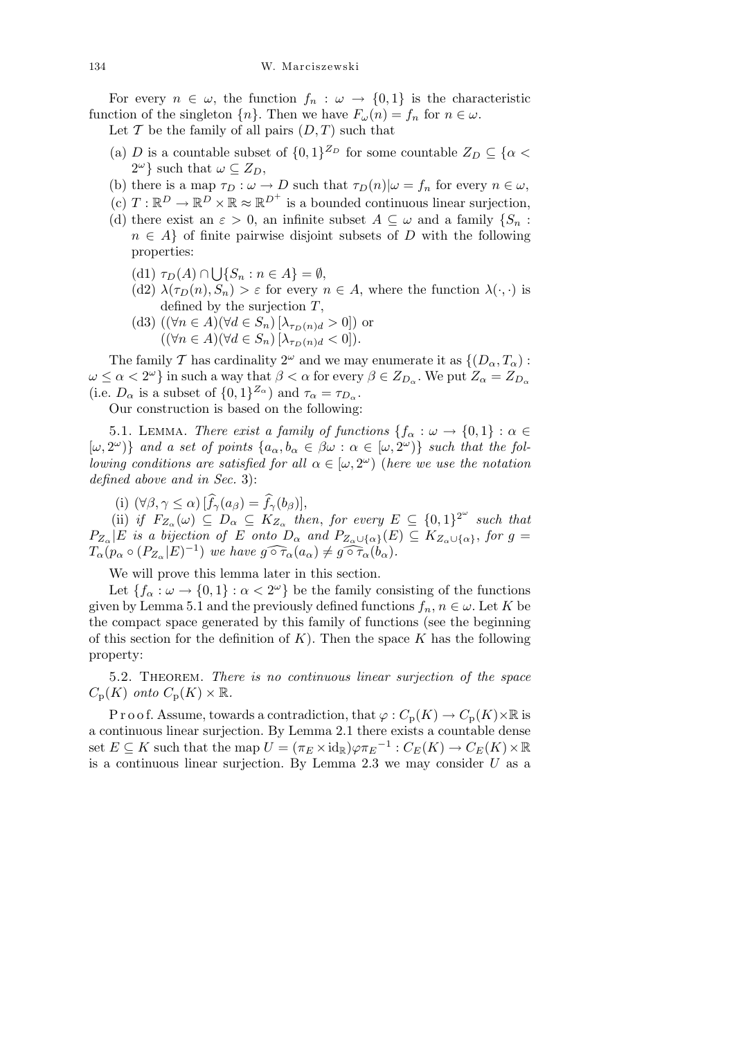For every $n \in \omega$, the function $f_n : \omega \to \{0,1\}$ is the characteristic function of the singleton $\{n\}$. Then we have $F_\omega(n) = f_n$ for $n \in \omega$.

Let $\mathcal{T}$ be the family of all pairs $(D, T)$ such that

(a) $D$ is a countable subset of $\{0,1\}^{Z_D}$ for some countable $Z_D \subseteq \{\alpha < 2^\omega\}$ such that $\omega \subseteq Z_D$,

(b) there is a map $\tau_D : \omega \to D$ such that $\tau_D(n)|\omega = f_n$ for every $n \in \omega$,

(c) $T : \mathbb{R}^D \to \mathbb{R}^D \times \mathbb{R} \approx \mathbb{R}^{D^+}$ is a bounded continuous linear surjection,

(d) there exist an $\varepsilon > 0$, an infinite subset $A \subseteq \omega$ and a family $\{S_n : n \in A\}$ of finite pairwise disjoint subsets of $D$ with the following properties:

  (d1) $\tau_D(A) \cap \bigcup\{S_n : n \in A\} = \emptyset$,

  (d2) $\lambda(\tau_D(n), S_n) > \varepsilon$ for every $n \in A$, where the function $\lambda(\cdot,\cdot)$ is defined by the surjection $T$,

  (d3) $((\forall n \in A)(\forall d \in S_n)\,[\lambda_{\tau_D(n)d} > 0])$ or $((\forall n \in A)(\forall d \in S_n)\,[\lambda_{\tau_D(n)d} < 0])$.

The family $\mathcal{T}$ has cardinality $2^\omega$ and we may enumerate it as $\{(D_\alpha, T_\alpha) : \omega \le \alpha < 2^\omega\}$ in such a way that $\beta < \alpha$ for every $\beta \in Z_{D_\alpha}$. We put $Z_\alpha = Z_{D_\alpha}$ (i.e. $D_\alpha$ is a subset of $\{0,1\}^{Z_\alpha}$) and $\tau_\alpha = \tau_{D_\alpha}$.

Our construction is based on the following:

5.1. Lemma. *There exist a family of functions $\{f_\alpha : \omega \to \{0,1\} : \alpha \in [\omega, 2^\omega)\}$ and a set of points $\{a_\alpha, b_\alpha \in \beta\omega : \alpha \in [\omega, 2^\omega)\}$ such that the following conditions are satisfied for all $\alpha \in [\omega, 2^\omega)$ (here we use the notation defined above and in Sec. 3):*

(i) $(\forall \beta, \gamma \le \alpha)\,[\widehat{f}_\gamma(a_\beta) = \widehat{f}_\gamma(b_\beta)]$,

(ii) *if $F_{Z_\alpha}(\omega) \subseteq D_\alpha \subseteq K_{Z_\alpha}$ then, for every $E \subseteq \{0,1\}^{2^\omega}$ such that $P_{Z_\alpha}|E$ is a bijection of $E$ onto $D_\alpha$ and $P_{Z_\alpha \cup \{\alpha\}}(E) \subseteq K_{Z_\alpha \cup \{\alpha\}}$, for $g = T_\alpha(p_\alpha \circ (P_{Z_\alpha}|E)^{-1})$ we have $\widehat{g \circ \tau_\alpha}(a_\alpha) \neq \widehat{g \circ \tau_\alpha}(b_\alpha)$.*

We will prove this lemma later in this section.

Let $\{f_\alpha : \omega \to \{0,1\} : \alpha < 2^\omega\}$ be the family consisting of the functions given by Lemma 5.1 and the previously defined functions $f_n$, $n \in \omega$. Let $K$ be the compact space generated by this family of functions (see the beginning of this section for the definition of $K$). Then the space $K$ has the following property:

5.2. Theorem. *There is no continuous linear surjection of the space $C_p(K)$ onto $C_p(K) \times \mathbb{R}$.*

Proof. Assume, towards a contradiction, that $\varphi : C_p(K) \to C_p(K) \times \mathbb{R}$ is a continuous linear surjection. By Lemma 2.1 there exists a countable dense set $E \subseteq K$ such that the map $U = (\pi_E \times \mathrm{id}_\mathbb{R})\varphi{\pi_E}^{-1} : C_E(K) \to C_E(K) \times \mathbb{R}$ is a continuous linear surjection. By Lemma 2.3 we may consider $U$ as a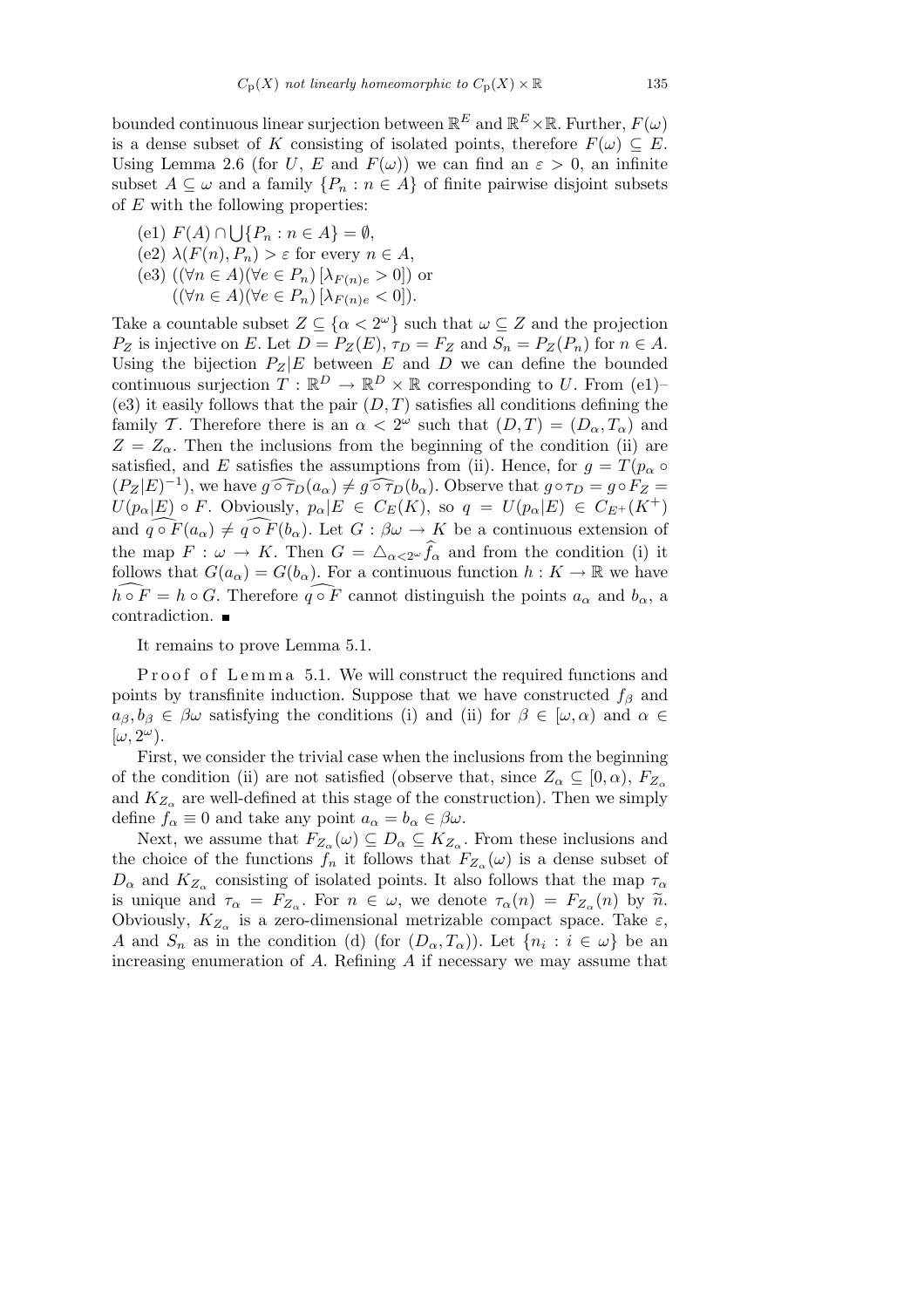bounded continuous linear surjection between $\mathbb{R}^E$ and $\mathbb{R}^E \times \mathbb{R}$. Further, $F(\omega)$ is a dense subset of $K$ consisting of isolated points, therefore $F(\omega) \subseteq E$. Using Lemma 2.6 (for $U$, $E$ and $F(\omega)$) we can find an $\varepsilon > 0$, an infinite subset $A \subseteq \omega$ and a family $\{P_n : n \in A\}$ of finite pairwise disjoint subsets of $E$ with the following properties:

(e1) $F(A) \cap \bigcup\{P_n : n \in A\} = \emptyset$,

(e2) $\lambda(F(n), P_n) > \varepsilon$ for every $n \in A$,

(e3) $((\forall n \in A)(\forall e \in P_n)\,[\lambda_{F(n)e} > 0])$ or
$((\forall n \in A)(\forall e \in P_n)\,[\lambda_{F(n)e} < 0])$.

Take a countable subset $Z \subseteq \{\alpha < 2^\omega\}$ such that $\omega \subseteq Z$ and the projection $P_Z$ is injective on $E$. Let $D = P_Z(E)$, $\tau_D = F_Z$ and $S_n = P_Z(P_n)$ for $n \in A$. Using the bijection $P_Z|E$ between $E$ and $D$ we can define the bounded continuous surjection $T : \mathbb{R}^D \to \mathbb{R}^D \times \mathbb{R}$ corresponding to $U$. From (e1)–(e3) it easily follows that the pair $(D, T)$ satisfies all conditions defining the family $\mathcal{T}$. Therefore there is an $\alpha < 2^\omega$ such that $(D, T) = (D_\alpha, T_\alpha)$ and $Z = Z_\alpha$. Then the inclusions from the beginning of the condition (ii) are satisfied, and $E$ satisfies the assumptions from (ii). Hence, for $g = T(p_\alpha \circ (P_Z|E)^{-1})$, we have $\widehat{g \circ \tau_D}(a_\alpha) \neq \widehat{g \circ \tau_D}(b_\alpha)$. Observe that $g \circ \tau_D = g \circ F_Z = U(p_\alpha|E) \circ F$. Obviously, $p_\alpha|E \in C_E(K)$, so $q = U(p_\alpha|E) \in C_{E^+}(K^+)$ and $\widehat{q \circ F}(a_\alpha) \neq \widehat{q \circ F}(b_\alpha)$. Let $G : \beta\omega \to K$ be a continuous extension of the map $F : \omega \to K$. Then $G = \triangle_{\alpha < 2^\omega} \widehat{f}_\alpha$ and from the condition (i) it follows that $G(a_\alpha) = G(b_\alpha)$. For a continuous function $h : K \to \mathbb{R}$ we have $\widehat{h \circ F} = h \circ G$. Therefore $\widehat{q \circ F}$ cannot distinguish the points $a_\alpha$ and $b_\alpha$, a contradiction. ∎

It remains to prove Lemma 5.1.

Proof of Lemma 5.1. We will construct the required functions and points by transfinite induction. Suppose that we have constructed $f_\beta$ and $a_\beta, b_\beta \in \beta\omega$ satisfying the conditions (i) and (ii) for $\beta \in [\omega, \alpha)$ and $\alpha \in [\omega, 2^\omega)$.

First, we consider the trivial case when the inclusions from the beginning of the condition (ii) are not satisfied (observe that, since $Z_\alpha \subseteq [0, \alpha)$, $F_{Z_\alpha}$ and $K_{Z_\alpha}$ are well-defined at this stage of the construction). Then we simply define $f_\alpha \equiv 0$ and take any point $a_\alpha = b_\alpha \in \beta\omega$.

Next, we assume that $F_{Z_\alpha}(\omega) \subseteq D_\alpha \subseteq K_{Z_\alpha}$. From these inclusions and the choice of the functions $f_n$ it follows that $F_{Z_\alpha}(\omega)$ is a dense subset of $D_\alpha$ and $K_{Z_\alpha}$ consisting of isolated points. It also follows that the map $\tau_\alpha$ is unique and $\tau_\alpha = F_{Z_\alpha}$. For $n \in \omega$, we denote $\tau_\alpha(n) = F_{Z_\alpha}(n)$ by $\widetilde{n}$. Obviously, $K_{Z_\alpha}$ is a zero-dimensional metrizable compact space. Take $\varepsilon$, $A$ and $S_n$ as in the condition (d) (for $(D_\alpha, T_\alpha)$). Let $\{n_i : i \in \omega\}$ be an increasing enumeration of $A$. Refining $A$ if necessary we may assume that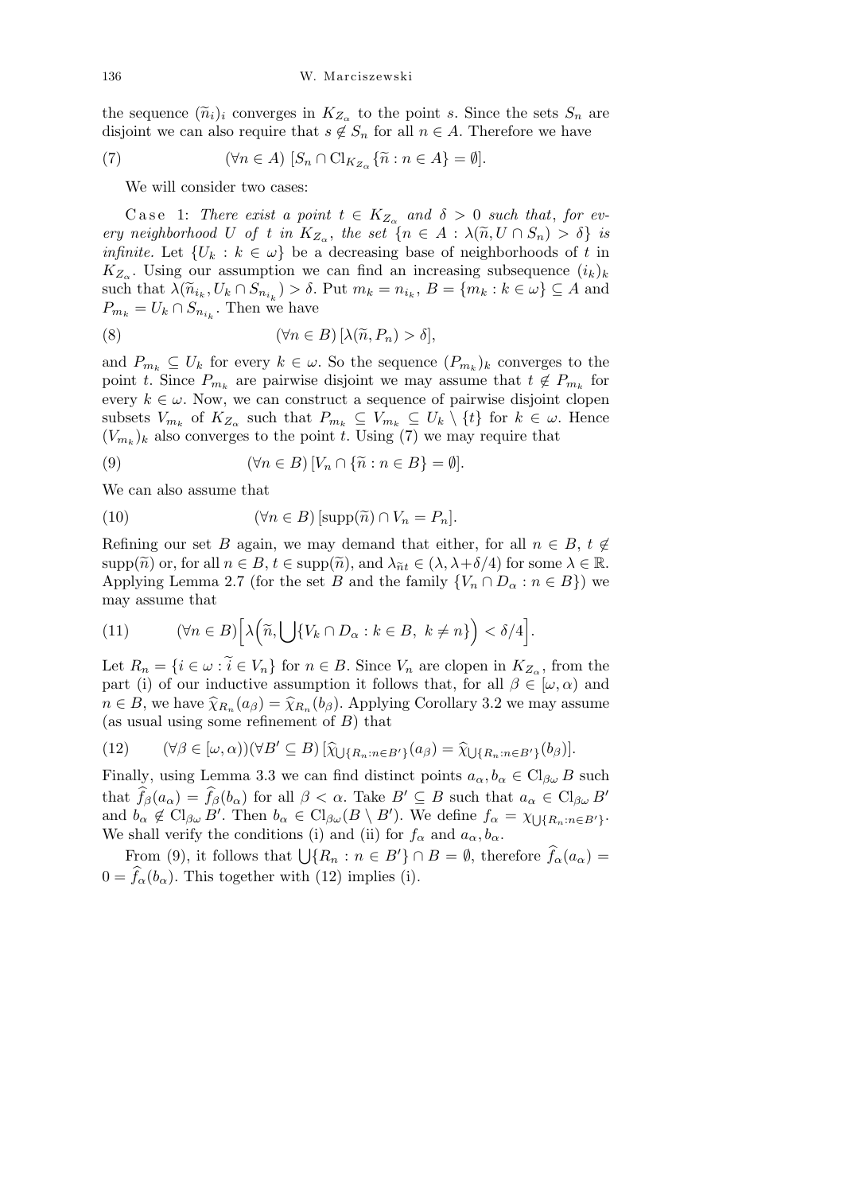the sequence $(\widetilde{n}_i)_i$ converges in $K_{Z_\alpha}$ to the point $s$. Since the sets $S_n$ are disjoint we can also require that $s \notin S_n$ for all $n \in A$. Therefore we have

$$(\forall n \in A)\ [S_n \cap \mathrm{Cl}_{K_{Z_\alpha}}\{\widetilde{n} : n \in A\} = \emptyset]. \tag{7}$$

We will consider two cases:

Case 1: *There exist a point $t \in K_{Z_\alpha}$ and $\delta > 0$ such that, for every neighborhood $U$ of $t$ in $K_{Z_\alpha}$, the set $\{n \in A : \lambda(\widetilde{n}, U \cap S_n) > \delta\}$ is infinite.* Let $\{U_k : k \in \omega\}$ be a decreasing base of neighborhoods of $t$ in $K_{Z_\alpha}$. Using our assumption we can find an increasing subsequence $(i_k)_k$ such that $\lambda(\widetilde{n}_{i_k}, U_k \cap S_{n_{i_k}}) > \delta$. Put $m_k = n_{i_k}$, $B = \{m_k : k \in \omega\} \subseteq A$ and $P_{m_k} = U_k \cap S_{n_{i_k}}$. Then we have

$$(\forall n \in B)\,[\lambda(\widetilde{n}, P_n) > \delta], \tag{8}$$

and $P_{m_k} \subseteq U_k$ for every $k \in \omega$. So the sequence $(P_{m_k})_k$ converges to the point $t$. Since $P_{m_k}$ are pairwise disjoint we may assume that $t \notin P_{m_k}$ for every $k \in \omega$. Now, we can construct a sequence of pairwise disjoint clopen subsets $V_{m_k}$ of $K_{Z_\alpha}$ such that $P_{m_k} \subseteq V_{m_k} \subseteq U_k \setminus \{t\}$ for $k \in \omega$. Hence $(V_{m_k})_k$ also converges to the point $t$. Using (7) we may require that

$$(\forall n \in B)\,[V_n \cap \{\widetilde{n} : n \in B\} = \emptyset]. \tag{9}$$

We can also assume that

$$(\forall n \in B)\,[\mathrm{supp}(\widetilde{n}) \cap V_n = P_n]. \tag{10}$$

Refining our set $B$ again, we may demand that either, for all $n \in B$, $t \notin \mathrm{supp}(\widetilde{n})$ or, for all $n \in B$, $t \in \mathrm{supp}(\widetilde{n})$, and $\lambda_{\widetilde{n}t} \in (\lambda, \lambda + \delta/4)$ for some $\lambda \in \mathbb{R}$. Applying Lemma 2.7 (for the set $B$ and the family $\{V_n \cap D_\alpha : n \in B\}$) we may assume that

$$(\forall n \in B)\Big[\lambda\Big(\widetilde{n}, \bigcup\{V_k \cap D_\alpha : k \in B,\ k \neq n\}\Big) < \delta/4\Big]. \tag{11}$$

Let $R_n = \{i \in \omega : \widetilde{i} \in V_n\}$ for $n \in B$. Since $V_n$ are clopen in $K_{Z_\alpha}$, from the part (i) of our inductive assumption it follows that, for all $\beta \in [\omega, \alpha)$ and $n \in B$, we have $\widehat{\chi}_{R_n}(a_\beta) = \widehat{\chi}_{R_n}(b_\beta)$. Applying Corollary 3.2 we may assume (as usual using some refinement of $B$) that

$$(\forall \beta \in [\omega, \alpha))(\forall B' \subseteq B)\,[\widehat{\chi}_{\bigcup\{R_n : n \in B'\}}(a_\beta) = \widehat{\chi}_{\bigcup\{R_n : n \in B'\}}(b_\beta)]. \tag{12}$$

Finally, using Lemma 3.3 we can find distinct points $a_\alpha, b_\alpha \in \mathrm{Cl}_{\beta\omega} B$ such that $\widehat{f}_\beta(a_\alpha) = \widehat{f}_\beta(b_\alpha)$ for all $\beta < \alpha$. Take $B' \subseteq B$ such that $a_\alpha \in \mathrm{Cl}_{\beta\omega} B'$ and $b_\alpha \notin \mathrm{Cl}_{\beta\omega} B'$. Then $b_\alpha \in \mathrm{Cl}_{\beta\omega}(B \setminus B')$. We define $f_\alpha = \chi_{\bigcup\{R_n : n \in B'\}}$. We shall verify the conditions (i) and (ii) for $f_\alpha$ and $a_\alpha, b_\alpha$.

From (9), it follows that $\bigcup\{R_n : n \in B'\} \cap B = \emptyset$, therefore $\widehat{f}_\alpha(a_\alpha) = 0 = \widehat{f}_\alpha(b_\alpha)$. This together with (12) implies (i).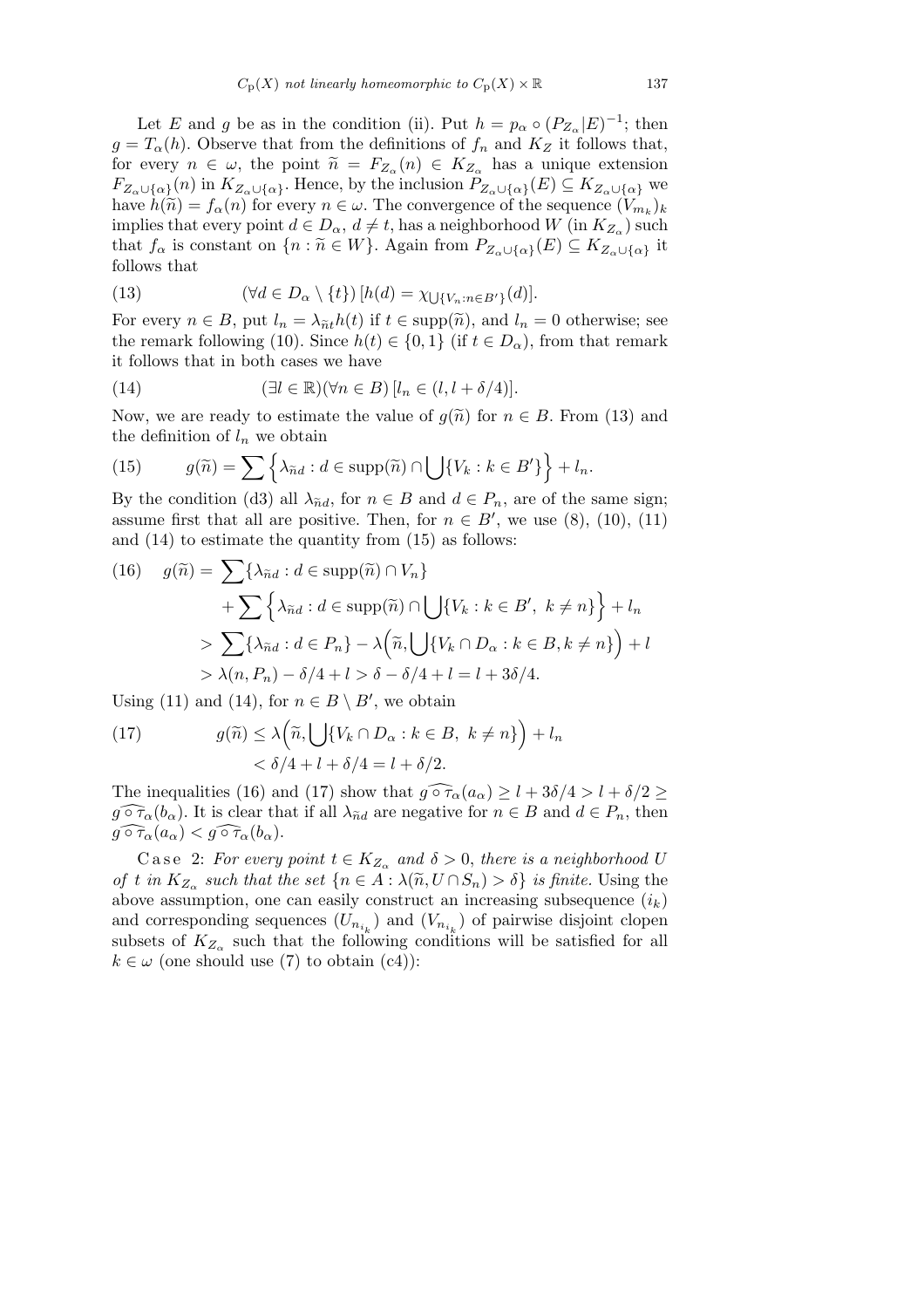Let $E$ and $g$ be as in the condition (ii). Put $h = p_\alpha \circ (P_{Z_\alpha}|E)^{-1}$; then $g = T_\alpha(h)$. Observe that from the definitions of $f_n$ and $K_Z$ it follows that, for every $n \in \omega$, the point $\widetilde{n} = F_{Z_\alpha}(n) \in K_{Z_\alpha}$ has a unique extension $F_{Z_\alpha \cup \{\alpha\}}(n)$ in $K_{Z_\alpha \cup \{\alpha\}}$. Hence, by the inclusion $P_{Z_\alpha \cup \{\alpha\}}(E) \subseteq K_{Z_\alpha \cup \{\alpha\}}$ we have $h(\widetilde{n}) = f_\alpha(n)$ for every $n \in \omega$. The convergence of the sequence $(V_{m_k})_k$ implies that every point $d \in D_\alpha$, $d \neq t$, has a neighborhood $W$ (in $K_{Z_\alpha}$) such that $f_\alpha$ is constant on $\{n : \widetilde{n} \in W\}$. Again from $P_{Z_\alpha \cup \{\alpha\}}(E) \subseteq K_{Z_\alpha \cup \{\alpha\}}$ it follows that

$$(\forall d \in D_\alpha \setminus \{t\})\, [h(d) = \chi_{\bigcup\{V_n : n \in B'\}}(d)]. \tag{13}$$

For every $n \in B$, put $l_n = \lambda_{\widetilde{n}t} h(t)$ if $t \in \operatorname{supp}(\widetilde{n})$, and $l_n = 0$ otherwise; see the remark following (10). Since $h(t) \in \{0, 1\}$ (if $t \in D_\alpha$), from that remark it follows that in both cases we have

$$(\exists l \in \mathbb{R})(\forall n \in B)\, [l_n \in (l, l + \delta/4)]. \tag{14}$$

Now, we are ready to estimate the value of $g(\widetilde{n})$ for $n \in B$. From (13) and the definition of $l_n$ we obtain

$$g(\widetilde{n}) = \sum \Big\{\lambda_{\widetilde{n}d} : d \in \operatorname{supp}(\widetilde{n}) \cap \bigcup\{V_k : k \in B'\}\Big\} + l_n. \tag{15}$$

By the condition (d3) all $\lambda_{\widetilde{n}d}$, for $n \in B$ and $d \in P_n$, are of the same sign; assume first that all are positive. Then, for $n \in B'$, we use (8), (10), (11) and (14) to estimate the quantity from (15) as follows:

$$\begin{aligned}
g(\widetilde{n}) &= \sum\{\lambda_{\widetilde{n}d} : d \in \operatorname{supp}(\widetilde{n}) \cap V_n\} \\
&\quad + \sum \Big\{\lambda_{\widetilde{n}d} : d \in \operatorname{supp}(\widetilde{n}) \cap \bigcup\{V_k : k \in B',\ k \neq n\}\Big\} + l_n \\
&> \sum\{\lambda_{\widetilde{n}d} : d \in P_n\} - \lambda\Big(\widetilde{n}, \bigcup\{V_k \cap D_\alpha : k \in B, k \neq n\}\Big) + l \\
&> \lambda(n, P_n) - \delta/4 + l > \delta - \delta/4 + l = l + 3\delta/4.
\end{aligned} \tag{16}$$

Using (11) and (14), for $n \in B \setminus B'$, we obtain

$$\begin{aligned}
g(\widetilde{n}) &\le \lambda\Big(\widetilde{n}, \bigcup\{V_k \cap D_\alpha : k \in B,\ k \neq n\}\Big) + l_n \\
&< \delta/4 + l + \delta/4 = l + \delta/2.
\end{aligned} \tag{17}$$

The inequalities (16) and (17) show that $\widehat{g \circ \tau_\alpha}(a_\alpha) \ge l + 3\delta/4 > l + \delta/2 \ge \widehat{g \circ \tau_\alpha}(b_\alpha)$. It is clear that if all $\lambda_{\widetilde{n}d}$ are negative for $n \in B$ and $d \in P_n$, then $\widehat{g \circ \tau_\alpha}(a_\alpha) < \widehat{g \circ \tau_\alpha}(b_\alpha)$.

Case 2: *For every point $t \in K_{Z_\alpha}$ and $\delta > 0$, there is a neighborhood $U$ of $t$ in $K_{Z_\alpha}$ such that the set $\{n \in A : \lambda(\widetilde{n}, U \cap S_n) > \delta\}$ is finite.* Using the above assumption, one can easily construct an increasing subsequence $(i_k)$ and corresponding sequences $(U_{n_{i_k}})$ and $(V_{n_{i_k}})$ of pairwise disjoint clopen subsets of $K_{Z_\alpha}$ such that the following conditions will be satisfied for all $k \in \omega$ (one should use (7) to obtain (c4)):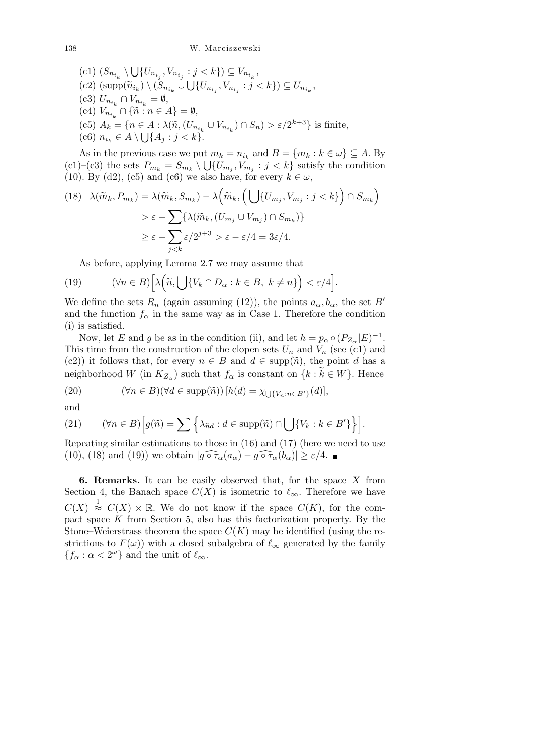(c1) $(S_{n_{i_k}} \setminus \bigcup\{U_{n_{i_j}}, V_{n_{i_j}} : j < k\}) \subseteq V_{n_{i_k}}$,
(c2) $(\mathrm{supp}(\widetilde{n}_{i_k}) \setminus (S_{n_{i_k}} \cup \bigcup\{U_{n_{i_j}}, V_{n_{i_j}} : j < k\}) \subseteq U_{n_{i_k}}$,
(c3) $U_{n_{i_k}} \cap V_{n_{i_k}} = \emptyset$,
(c4) $V_{n_{i_k}} \cap \{\widetilde{n} : n \in A\} = \emptyset$,
(c5) $A_k = \{n \in A : \lambda(\widetilde{n}, (U_{n_{i_k}} \cup V_{n_{i_k}}) \cap S_n) > \varepsilon/2^{k+3}\}$ is finite,
(c6) $n_{i_k} \in A \setminus \bigcup\{A_j : j < k\}$.

As in the previous case we put $m_k = n_{i_k}$ and $B = \{m_k : k \in \omega\} \subseteq A$. By (c1)–(c3) the sets $P_{m_k} = S_{m_k} \setminus \bigcup\{U_{m_j}, V_{m_j} : j < k\}$ satisfy the condition (10). By (d2), (c5) and (c6) we also have, for every $k \in \omega$,

$$
\begin{aligned}
(18)\quad \lambda(\widetilde{m}_k, P_{m_k}) &= \lambda(\widetilde{m}_k, S_{m_k}) - \lambda\Big(\widetilde{m}_k, \Big(\bigcup\{U_{m_j}, V_{m_j} : j < k\}\Big) \cap S_{m_k}\Big) \\
&> \varepsilon - \sum\{\lambda(\widetilde{m}_k, (U_{m_j} \cup V_{m_j}) \cap S_{m_k})\} \\
&\geq \varepsilon - \sum_{j<k} \varepsilon/2^{j+3} > \varepsilon - \varepsilon/4 = 3\varepsilon/4.
\end{aligned}
$$

As before, applying Lemma 2.7 we may assume that

$$
(19)\qquad (\forall n \in B)\Big[\lambda\Big(\widetilde{n}, \bigcup\{V_k \cap D_\alpha : k \in B,\ k \neq n\}\Big) < \varepsilon/4\Big].
$$

We define the sets $R_n$ (again assuming (12)), the points $a_\alpha, b_\alpha$, the set $B'$ and the function $f_\alpha$ in the same way as in Case 1. Therefore the condition (i) is satisfied.

Now, let $E$ and $g$ be as in the condition (ii), and let $h = p_\alpha \circ (P_{Z_\alpha}|E)^{-1}$. This time from the construction of the clopen sets $U_n$ and $V_n$ (see (c1) and (c2)) it follows that, for every $n \in B$ and $d \in \mathrm{supp}(\widetilde{n})$, the point $d$ has a neighborhood $W$ (in $K_{Z_\alpha}$) such that $f_\alpha$ is constant on $\{k : \widetilde{k} \in W\}$. Hence

$$
(20)\qquad (\forall n \in B)(\forall d \in \mathrm{supp}(\widetilde{n}))\,[h(d) = \chi_{\bigcup\{V_n : n \in B'\}}(d)],
$$

and

$$
(21)\qquad (\forall n \in B)\Big[g(\widetilde{n}) = \sum\Big\{\lambda_{\widetilde{n}d} : d \in \mathrm{supp}(\widetilde{n}) \cap \bigcup\{V_k : k \in B'\}\Big\}\Big].
$$

Repeating similar estimations to those in (16) and (17) (here we need to use (10), (18) and (19)) we obtain $|\widehat{g \circ \tau_\alpha}(a_\alpha) - \widehat{g \circ \tau_\alpha}(b_\alpha)| \geq \varepsilon/4$. ∎

**6. Remarks.** It can be easily observed that, for the space $X$ from Section 4, the Banach space $C(X)$ is isometric to $\ell_\infty$. Therefore we have $C(X) \overset{1}{\approx} C(X) \times \mathbb{R}$. We do not know if the space $C(K)$, for the compact space $K$ from Section 5, also has this factorization property. By the Stone–Weierstrass theorem the space $C(K)$ may be identified (using the restrictions to $F(\omega)$) with a closed subalgebra of $\ell_\infty$ generated by the family $\{f_\alpha : \alpha < 2^\omega\}$ and the unit of $\ell_\infty$.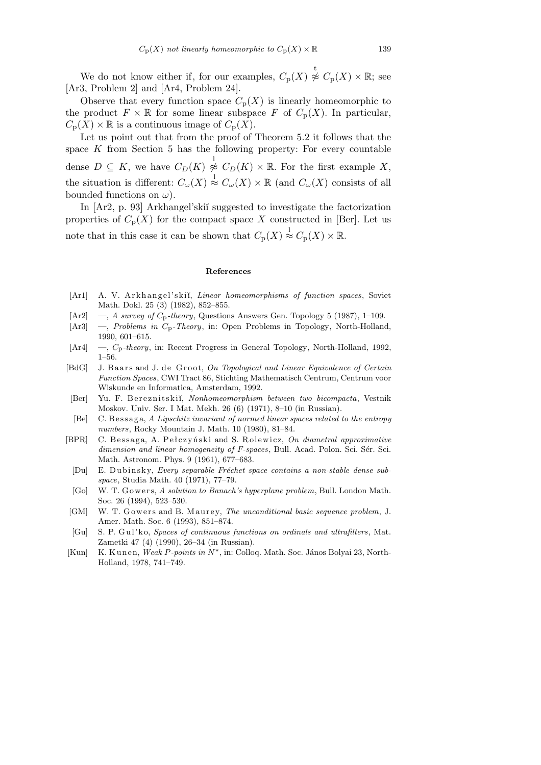We do not know either if, for our examples, $C_{\mathrm{p}}(X) \overset{\mathrm{t}}{\not\approx} C_{\mathrm{p}}(X) \times \mathbb{R}$; see [Ar3, Problem 2] and [Ar4, Problem 24].

Observe that every function space $C_{\mathrm{p}}(X)$ is linearly homeomorphic to the product $F \times \mathbb{R}$ for some linear subspace $F$ of $C_{\mathrm{p}}(X)$. In particular, $C_{\mathrm{p}}(X) \times \mathbb{R}$ is a continuous image of $C_{\mathrm{p}}(X)$.

Let us point out that from the proof of Theorem 5.2 it follows that the space $K$ from Section 5 has the following property: For every countable dense $D \subseteq K$, we have $C_D(K) \overset{\mathrm{l}}{\not\approx} C_D(K) \times \mathbb{R}$. For the first example $X$, the situation is different: $C_\omega(X) \overset{\mathrm{l}}{\approx} C_\omega(X) \times \mathbb{R}$ (and $C_\omega(X)$ consists of all bounded functions on $\omega$).

In [Ar2, p. 93] Arkhangel'skiĭ suggested to investigate the factorization properties of $C_{\mathrm{p}}(X)$ for the compact space $X$ constructed in [Ber]. Let us note that in this case it can be shown that $C_{\mathrm{p}}(X) \overset{\mathrm{l}}{\approx} C_{\mathrm{p}}(X) \times \mathbb{R}$.

## References

[Ar1] A. V. Arkhangel'skiĭ, *Linear homeomorphisms of function spaces*, Soviet Math. Dokl. 25 (3) (1982), 852–855.

[Ar2] —, *A survey of $C_{\mathrm{p}}$-theory*, Questions Answers Gen. Topology 5 (1987), 1–109.

[Ar3] —, *Problems in $C_{\mathrm{p}}$-Theory*, in: Open Problems in Topology, North-Holland, 1990, 601–615.

[Ar4] —, *$C_{\mathrm{p}}$-theory*, in: Recent Progress in General Topology, North-Holland, 1992, 1–56.

[BdG] J. Baars and J. de Groot, *On Topological and Linear Equivalence of Certain Function Spaces*, CWI Tract 86, Stichting Mathematisch Centrum, Centrum voor Wiskunde en Informatica, Amsterdam, 1992.

[Ber] Yu. F. Bereznitskiĭ, *Nonhomeomorphism between two bicompacta*, Vestnik Moskov. Univ. Ser. I Mat. Mekh. 26 (6) (1971), 8–10 (in Russian).

[Be] C. Bessaga, *A Lipschitz invariant of normed linear spaces related to the entropy numbers*, Rocky Mountain J. Math. 10 (1980), 81–84.

[BPR] C. Bessaga, A. Pełczyński and S. Rolewicz, *On diametral approximative dimension and linear homogeneity of F-spaces*, Bull. Acad. Polon. Sci. Sér. Sci. Math. Astronom. Phys. 9 (1961), 677–683.

[Du] E. Dubinsky, *Every separable Fréchet space contains a non-stable dense subspace*, Studia Math. 40 (1971), 77–79.

[Go] W. T. Gowers, *A solution to Banach's hyperplane problem*, Bull. London Math. Soc. 26 (1994), 523–530.

[GM] W. T. Gowers and B. Maurey, *The unconditional basic sequence problem*, J. Amer. Math. Soc. 6 (1993), 851–874.

[Gu] S. P. Gul'ko, *Spaces of continuous functions on ordinals and ultrafilters*, Mat. Zametki 47 (4) (1990), 26–34 (in Russian).

[Kun] K. Kunen, *Weak P-points in $N^*$*, in: Colloq. Math. Soc. János Bolyai 23, North-Holland, 1978, 741–749.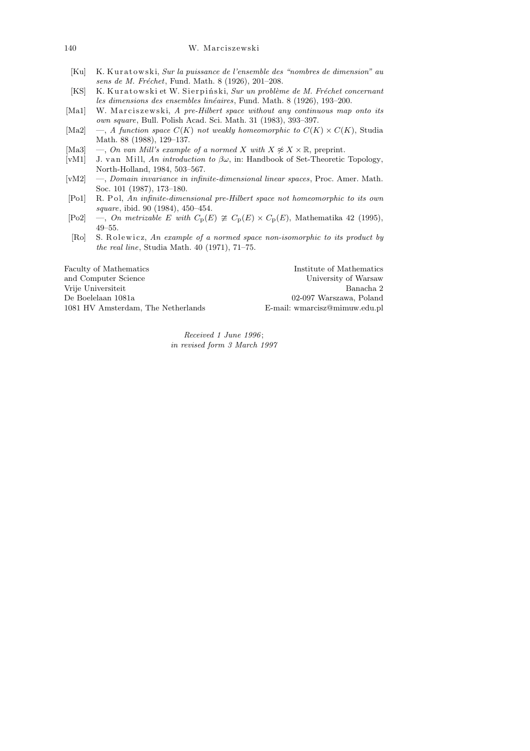[Ku] K. Kuratowski, *Sur la puissance de l'ensemble des "nombres de dimension" au sens de M. Fréchet*, Fund. Math. 8 (1926), 201–208.

[KS] K. Kuratowski et W. Sierpiński, *Sur un problème de M. Fréchet concernant les dimensions des ensembles linéaires*, Fund. Math. 8 (1926), 193–200.

[Ma1] W. Marciszewski, *A pre-Hilbert space without any continuous map onto its own square*, Bull. Polish Acad. Sci. Math. 31 (1983), 393–397.

[Ma2] —, *A function space $C(K)$ not weakly homeomorphic to $C(K) \times C(K)$*, Studia Math. 88 (1988), 129–137.

[Ma3] —, *On van Mill's example of a normed $X$ with $X \not\approx X \times \mathbb{R}$*, preprint.

[vM1] J. van Mill, *An introduction to $\beta\omega$*, in: Handbook of Set-Theoretic Topology, North-Holland, 1984, 503–567.

[vM2] —, *Domain invariance in infinite-dimensional linear spaces*, Proc. Amer. Math. Soc. 101 (1987), 173–180.

[Po1] R. Pol, *An infinite-dimensional pre-Hilbert space not homeomorphic to its own square*, ibid. 90 (1984), 450–454.

[Po2] —, *On metrizable $E$ with $C_p(E) \not\cong C_p(E) \times C_p(E)$*, Mathematika 42 (1995), 49–55.

[Ro] S. Rolewicz, *An example of a normed space non-isomorphic to its product by the real line*, Studia Math. 40 (1971), 71–75.

Faculty of Mathematics
and Computer Science
Vrije Universiteit
De Boelelaan 1081a
1081 HV Amsterdam, The Netherlands

Institute of Mathematics
University of Warsaw
Banacha 2
02-097 Warszawa, Poland
E-mail: wmarcisz@mimuw.edu.pl

*Received 1 June 1996;*
*in revised form 3 March 1997*